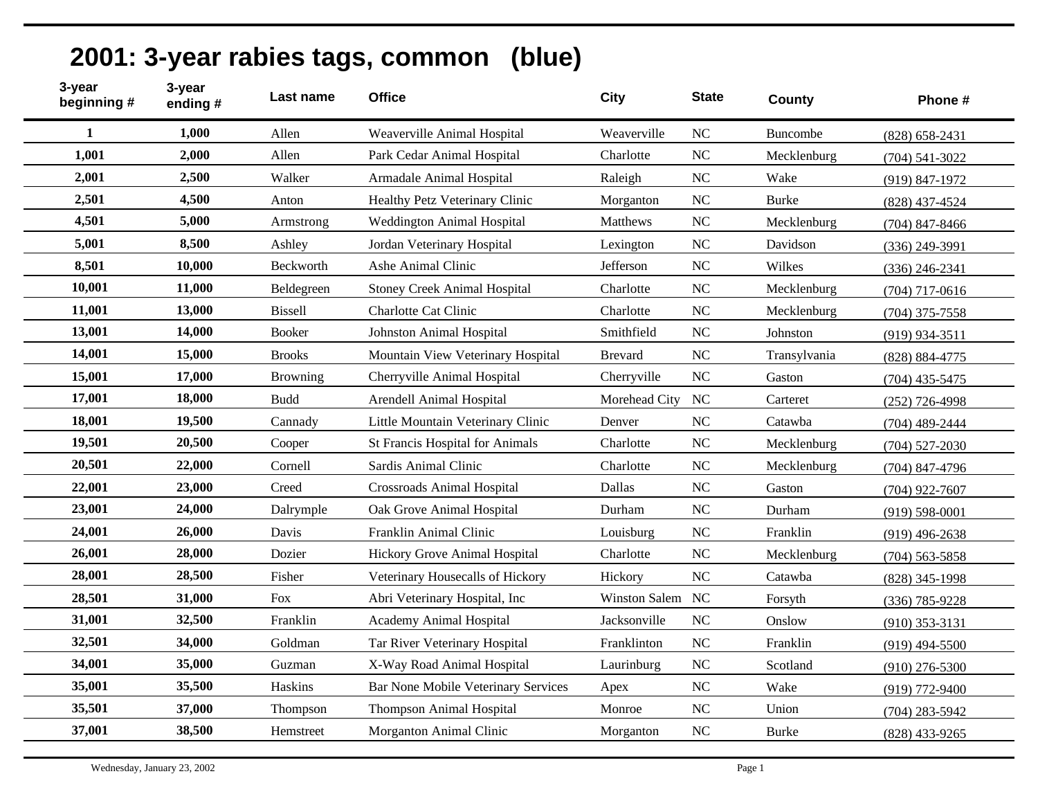# 2001: 3-year rabies tags, common (blue)

| 3-year beginning # | 3-year ending # | Last name | Office | City | State | County | Phone # |
|---|---|---|---|---|---|---|---|
| **1** | **1,000** | Allen | Weaverville Animal Hospital | Weaverville | NC | Buncombe | (828) 658-2431 |
| **1,001** | **2,000** | Allen | Park Cedar Animal Hospital | Charlotte | NC | Mecklenburg | (704) 541-3022 |
| **2,001** | **2,500** | Walker | Armadale Animal Hospital | Raleigh | NC | Wake | (919) 847-1972 |
| **2,501** | **4,500** | Anton | Healthy Petz Veterinary Clinic | Morganton | NC | Burke | (828) 437-4524 |
| **4,501** | **5,000** | Armstrong | Weddington Animal Hospital | Matthews | NC | Mecklenburg | (704) 847-8466 |
| **5,001** | **8,500** | Ashley | Jordan Veterinary Hospital | Lexington | NC | Davidson | (336) 249-3991 |
| **8,501** | **10,000** | Beckworth | Ashe Animal Clinic | Jefferson | NC | Wilkes | (336) 246-2341 |
| **10,001** | **11,000** | Beldegreen | Stoney Creek Animal Hospital | Charlotte | NC | Mecklenburg | (704) 717-0616 |
| **11,001** | **13,000** | Bissell | Charlotte Cat Clinic | Charlotte | NC | Mecklenburg | (704) 375-7558 |
| **13,001** | **14,000** | Booker | Johnston Animal Hospital | Smithfield | NC | Johnston | (919) 934-3511 |
| **14,001** | **15,000** | Brooks | Mountain View Veterinary Hospital | Brevard | NC | Transylvania | (828) 884-4775 |
| **15,001** | **17,000** | Browning | Cherryville Animal Hospital | Cherryville | NC | Gaston | (704) 435-5475 |
| **17,001** | **18,000** | Budd | Arendell Animal Hospital | Morehead City | NC | Carteret | (252) 726-4998 |
| **18,001** | **19,500** | Cannady | Little Mountain Veterinary Clinic | Denver | NC | Catawba | (704) 489-2444 |
| **19,501** | **20,500** | Cooper | St Francis Hospital for Animals | Charlotte | NC | Mecklenburg | (704) 527-2030 |
| **20,501** | **22,000** | Cornell | Sardis Animal Clinic | Charlotte | NC | Mecklenburg | (704) 847-4796 |
| **22,001** | **23,000** | Creed | Crossroads Animal Hospital | Dallas | NC | Gaston | (704) 922-7607 |
| **23,001** | **24,000** | Dalrymple | Oak Grove Animal Hospital | Durham | NC | Durham | (919) 598-0001 |
| **24,001** | **26,000** | Davis | Franklin Animal Clinic | Louisburg | NC | Franklin | (919) 496-2638 |
| **26,001** | **28,000** | Dozier | Hickory Grove Animal Hospital | Charlotte | NC | Mecklenburg | (704) 563-5858 |
| **28,001** | **28,500** | Fisher | Veterinary Housecalls of Hickory | Hickory | NC | Catawba | (828) 345-1998 |
| **28,501** | **31,000** | Fox | Abri Veterinary Hospital, Inc | Winston Salem | NC | Forsyth | (336) 785-9228 |
| **31,001** | **32,500** | Franklin | Academy Animal Hospital | Jacksonville | NC | Onslow | (910) 353-3131 |
| **32,501** | **34,000** | Goldman | Tar River Veterinary Hospital | Franklinton | NC | Franklin | (919) 494-5500 |
| **34,001** | **35,000** | Guzman | X-Way Road Animal Hospital | Laurinburg | NC | Scotland | (910) 276-5300 |
| **35,001** | **35,500** | Haskins | Bar None Mobile Veterinary Services | Apex | NC | Wake | (919) 772-9400 |
| **35,501** | **37,000** | Thompson | Thompson Animal Hospital | Monroe | NC | Union | (704) 283-5942 |
| **37,001** | **38,500** | Hemstreet | Morganton Animal Clinic | Morganton | NC | Burke | (828) 433-9265 |

Wednesday, January 23, 2002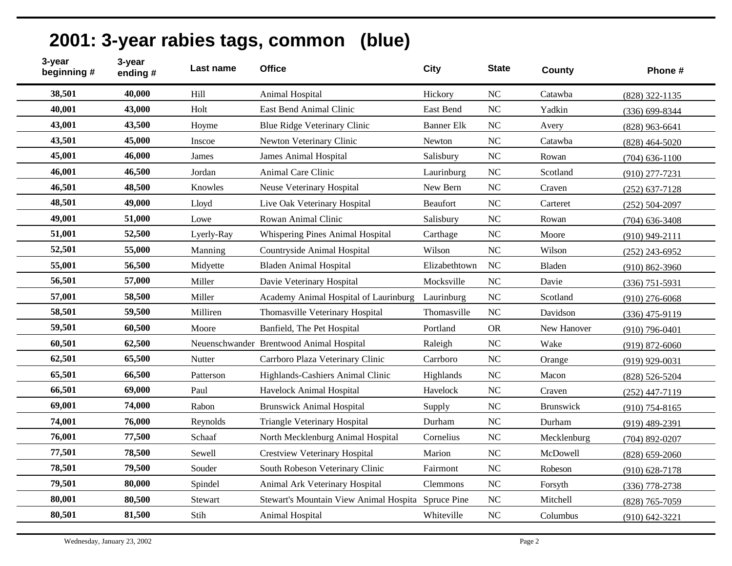# 2001: 3-year rabies tags, common (blue)

| 3-year beginning # | 3-year ending # | Last name | Office | City | State | County | Phone # |
|---|---|---|---|---|---|---|---|
| 38,501 | 40,000 | Hill | Animal Hospital | Hickory | NC | Catawba | (828) 322-1135 |
| 40,001 | 43,000 | Holt | East Bend Animal Clinic | East Bend | NC | Yadkin | (336) 699-8344 |
| 43,001 | 43,500 | Hoyme | Blue Ridge Veterinary Clinic | Banner Elk | NC | Avery | (828) 963-6641 |
| 43,501 | 45,000 | Inscoe | Newton Veterinary Clinic | Newton | NC | Catawba | (828) 464-5020 |
| 45,001 | 46,000 | James | James Animal Hospital | Salisbury | NC | Rowan | (704) 636-1100 |
| 46,001 | 46,500 | Jordan | Animal Care Clinic | Laurinburg | NC | Scotland | (910) 277-7231 |
| 46,501 | 48,500 | Knowles | Neuse Veterinary Hospital | New Bern | NC | Craven | (252) 637-7128 |
| 48,501 | 49,000 | Lloyd | Live Oak Veterinary Hospital | Beaufort | NC | Carteret | (252) 504-2097 |
| 49,001 | 51,000 | Lowe | Rowan Animal Clinic | Salisbury | NC | Rowan | (704) 636-3408 |
| 51,001 | 52,500 | Lyerly-Ray | Whispering Pines Animal Hospital | Carthage | NC | Moore | (910) 949-2111 |
| 52,501 | 55,000 | Manning | Countryside Animal Hospital | Wilson | NC | Wilson | (252) 243-6952 |
| 55,001 | 56,500 | Midyette | Bladen Animal Hospital | Elizabethtown | NC | Bladen | (910) 862-3960 |
| 56,501 | 57,000 | Miller | Davie Veterinary Hospital | Mocksville | NC | Davie | (336) 751-5931 |
| 57,001 | 58,500 | Miller | Academy Animal Hospital of Laurinburg | Laurinburg | NC | Scotland | (910) 276-6068 |
| 58,501 | 59,500 | Milliren | Thomasville Veterinary Hospital | Thomasville | NC | Davidson | (336) 475-9119 |
| 59,501 | 60,500 | Moore | Banfield, The Pet Hospital | Portland | OR | New Hanover | (910) 796-0401 |
| 60,501 | 62,500 | Neuenschwander | Brentwood Animal Hospital | Raleigh | NC | Wake | (919) 872-6060 |
| 62,501 | 65,500 | Nutter | Carrboro Plaza Veterinary Clinic | Carrboro | NC | Orange | (919) 929-0031 |
| 65,501 | 66,500 | Patterson | Highlands-Cashiers Animal Clinic | Highlands | NC | Macon | (828) 526-5204 |
| 66,501 | 69,000 | Paul | Havelock Animal Hospital | Havelock | NC | Craven | (252) 447-7119 |
| 69,001 | 74,000 | Rabon | Brunswick Animal Hospital | Supply | NC | Brunswick | (910) 754-8165 |
| 74,001 | 76,000 | Reynolds | Triangle Veterinary Hospital | Durham | NC | Durham | (919) 489-2391 |
| 76,001 | 77,500 | Schaaf | North Mecklenburg Animal Hospital | Cornelius | NC | Mecklenburg | (704) 892-0207 |
| 77,501 | 78,500 | Sewell | Crestview Veterinary Hospital | Marion | NC | McDowell | (828) 659-2060 |
| 78,501 | 79,500 | Souder | South Robeson Veterinary Clinic | Fairmont | NC | Robeson | (910) 628-7178 |
| 79,501 | 80,000 | Spindel | Animal Ark Veterinary Hospital | Clemmons | NC | Forsyth | (336) 778-2738 |
| 80,001 | 80,500 | Stewart | Stewart's Mountain View Animal Hospita | Spruce Pine | NC | Mitchell | (828) 765-7059 |
| 80,501 | 81,500 | Stih | Animal Hospital | Whiteville | NC | Columbus | (910) 642-3221 |

Wednesday, January 23, 2002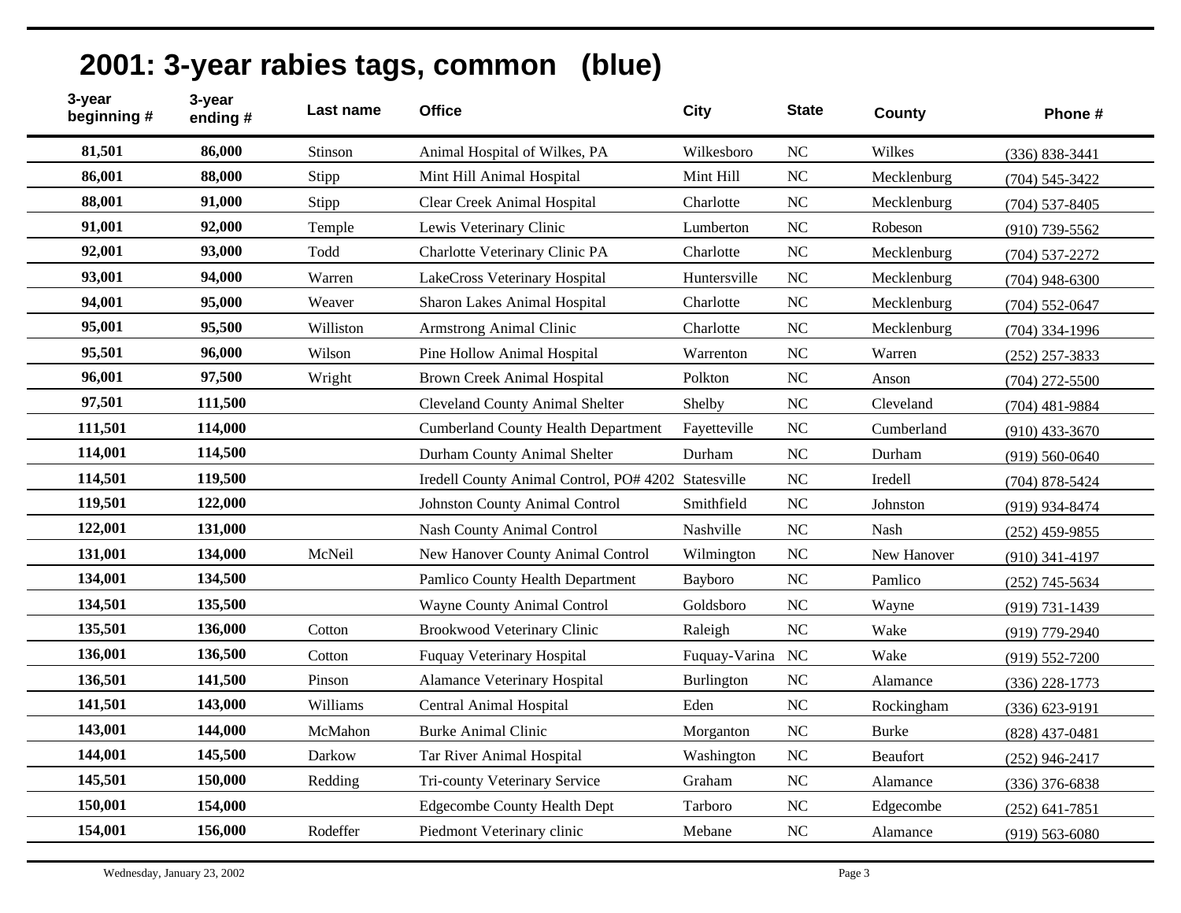# 2001: 3-year rabies tags, common (blue)

| 3-year beginning # | 3-year ending # | Last name | Office | City | State | County | Phone # |
|---|---|---|---|---|---|---|---|
| 81,501 | 86,000 | Stinson | Animal Hospital of Wilkes, PA | Wilkesboro | NC | Wilkes | (336) 838-3441 |
| 86,001 | 88,000 | Stipp | Mint Hill Animal Hospital | Mint Hill | NC | Mecklenburg | (704) 545-3422 |
| 88,001 | 91,000 | Stipp | Clear Creek Animal Hospital | Charlotte | NC | Mecklenburg | (704) 537-8405 |
| 91,001 | 92,000 | Temple | Lewis Veterinary Clinic | Lumberton | NC | Robeson | (910) 739-5562 |
| 92,001 | 93,000 | Todd | Charlotte Veterinary Clinic PA | Charlotte | NC | Mecklenburg | (704) 537-2272 |
| 93,001 | 94,000 | Warren | LakeCross Veterinary Hospital | Huntersville | NC | Mecklenburg | (704) 948-6300 |
| 94,001 | 95,000 | Weaver | Sharon Lakes Animal Hospital | Charlotte | NC | Mecklenburg | (704) 552-0647 |
| 95,001 | 95,500 | Williston | Armstrong Animal Clinic | Charlotte | NC | Mecklenburg | (704) 334-1996 |
| 95,501 | 96,000 | Wilson | Pine Hollow Animal Hospital | Warrenton | NC | Warren | (252) 257-3833 |
| 96,001 | 97,500 | Wright | Brown Creek Animal Hospital | Polkton | NC | Anson | (704) 272-5500 |
| 97,501 | 111,500 | | Cleveland County Animal Shelter | Shelby | NC | Cleveland | (704) 481-9884 |
| 111,501 | 114,000 | | Cumberland County Health Department | Fayetteville | NC | Cumberland | (910) 433-3670 |
| 114,001 | 114,500 | | Durham County Animal Shelter | Durham | NC | Durham | (919) 560-0640 |
| 114,501 | 119,500 | | Iredell County Animal Control, PO# 4202 | Statesville | NC | Iredell | (704) 878-5424 |
| 119,501 | 122,000 | | Johnston County Animal Control | Smithfield | NC | Johnston | (919) 934-8474 |
| 122,001 | 131,000 | | Nash County Animal Control | Nashville | NC | Nash | (252) 459-9855 |
| 131,001 | 134,000 | McNeil | New Hanover County Animal Control | Wilmington | NC | New Hanover | (910) 341-4197 |
| 134,001 | 134,500 | | Pamlico County Health Department | Bayboro | NC | Pamlico | (252) 745-5634 |
| 134,501 | 135,500 | | Wayne County Animal Control | Goldsboro | NC | Wayne | (919) 731-1439 |
| 135,501 | 136,000 | Cotton | Brookwood Veterinary Clinic | Raleigh | NC | Wake | (919) 779-2940 |
| 136,001 | 136,500 | Cotton | Fuquay Veterinary Hospital | Fuquay-Varina | NC | Wake | (919) 552-7200 |
| 136,501 | 141,500 | Pinson | Alamance Veterinary Hospital | Burlington | NC | Alamance | (336) 228-1773 |
| 141,501 | 143,000 | Williams | Central Animal Hospital | Eden | NC | Rockingham | (336) 623-9191 |
| 143,001 | 144,000 | McMahon | Burke Animal Clinic | Morganton | NC | Burke | (828) 437-0481 |
| 144,001 | 145,500 | Darkow | Tar River Animal Hospital | Washington | NC | Beaufort | (252) 946-2417 |
| 145,501 | 150,000 | Redding | Tri-county Veterinary Service | Graham | NC | Alamance | (336) 376-6838 |
| 150,001 | 154,000 | | Edgecombe County Health Dept | Tarboro | NC | Edgecombe | (252) 641-7851 |
| 154,001 | 156,000 | Rodeffer | Piedmont Veterinary clinic | Mebane | NC | Alamance | (919) 563-6080 |

Wednesday, January 23, 2002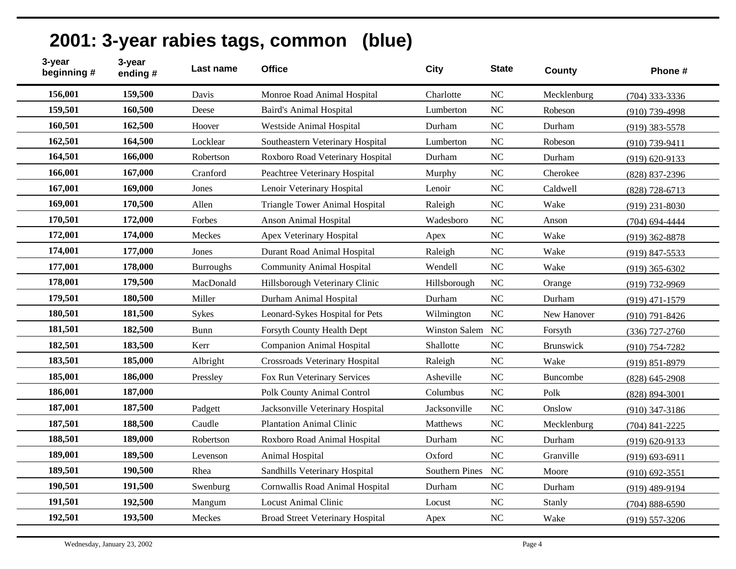# 2001: 3-year rabies tags, common (blue)

| 3-year beginning # | 3-year ending # | Last name | Office | City | State | County | Phone # |
|---|---|---|---|---|---|---|---|
| 156,001 | 159,500 | Davis | Monroe Road Animal Hospital | Charlotte | NC | Mecklenburg | (704) 333-3336 |
| 159,501 | 160,500 | Deese | Baird's Animal Hospital | Lumberton | NC | Robeson | (910) 739-4998 |
| 160,501 | 162,500 | Hoover | Westside Animal Hospital | Durham | NC | Durham | (919) 383-5578 |
| 162,501 | 164,500 | Locklear | Southeastern Veterinary Hospital | Lumberton | NC | Robeson | (910) 739-9411 |
| 164,501 | 166,000 | Robertson | Roxboro Road Veterinary Hospital | Durham | NC | Durham | (919) 620-9133 |
| 166,001 | 167,000 | Cranford | Peachtree Veterinary Hospital | Murphy | NC | Cherokee | (828) 837-2396 |
| 167,001 | 169,000 | Jones | Lenoir Veterinary Hospital | Lenoir | NC | Caldwell | (828) 728-6713 |
| 169,001 | 170,500 | Allen | Triangle Tower Animal Hospital | Raleigh | NC | Wake | (919) 231-8030 |
| 170,501 | 172,000 | Forbes | Anson Animal Hospital | Wadesboro | NC | Anson | (704) 694-4444 |
| 172,001 | 174,000 | Meckes | Apex Veterinary Hospital | Apex | NC | Wake | (919) 362-8878 |
| 174,001 | 177,000 | Jones | Durant Road Animal Hospital | Raleigh | NC | Wake | (919) 847-5533 |
| 177,001 | 178,000 | Burroughs | Community Animal Hospital | Wendell | NC | Wake | (919) 365-6302 |
| 178,001 | 179,500 | MacDonald | Hillsborough Veterinary Clinic | Hillsborough | NC | Orange | (919) 732-9969 |
| 179,501 | 180,500 | Miller | Durham Animal Hospital | Durham | NC | Durham | (919) 471-1579 |
| 180,501 | 181,500 | Sykes | Leonard-Sykes Hospital for Pets | Wilmington | NC | New Hanover | (910) 791-8426 |
| 181,501 | 182,500 | Bunn | Forsyth County Health Dept | Winston Salem | NC | Forsyth | (336) 727-2760 |
| 182,501 | 183,500 | Kerr | Companion Animal Hospital | Shallotte | NC | Brunswick | (910) 754-7282 |
| 183,501 | 185,000 | Albright | Crossroads Veterinary Hospital | Raleigh | NC | Wake | (919) 851-8979 |
| 185,001 | 186,000 | Pressley | Fox Run Veterinary Services | Asheville | NC | Buncombe | (828) 645-2908 |
| 186,001 | 187,000 | | Polk County Animal Control | Columbus | NC | Polk | (828) 894-3001 |
| 187,001 | 187,500 | Padgett | Jacksonville Veterinary Hospital | Jacksonville | NC | Onslow | (910) 347-3186 |
| 187,501 | 188,500 | Caudle | Plantation Animal Clinic | Matthews | NC | Mecklenburg | (704) 841-2225 |
| 188,501 | 189,000 | Robertson | Roxboro Road Animal Hospital | Durham | NC | Durham | (919) 620-9133 |
| 189,001 | 189,500 | Levenson | Animal Hospital | Oxford | NC | Granville | (919) 693-6911 |
| 189,501 | 190,500 | Rhea | Sandhills Veterinary Hospital | Southern Pines | NC | Moore | (910) 692-3551 |
| 190,501 | 191,500 | Swenburg | Cornwallis Road Animal Hospital | Durham | NC | Durham | (919) 489-9194 |
| 191,501 | 192,500 | Mangum | Locust Animal Clinic | Locust | NC | Stanly | (704) 888-6590 |
| 192,501 | 193,500 | Meckes | Broad Street Veterinary Hospital | Apex | NC | Wake | (919) 557-3206 |

Wednesday, January 23, 2002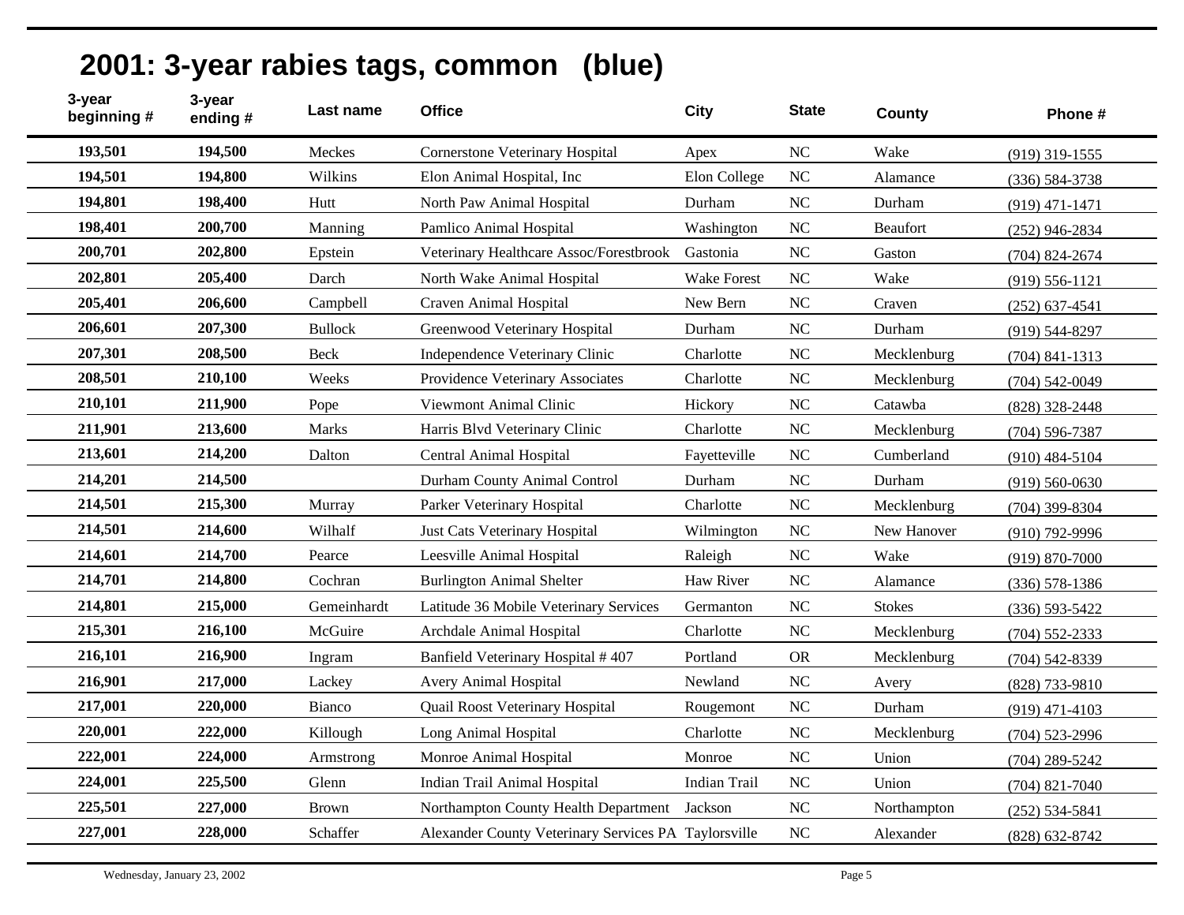# 2001: 3-year rabies tags, common (blue)

| 3-year beginning # | 3-year ending # | Last name | Office | City | State | County | Phone # |
|---|---|---|---|---|---|---|---|
| 193,501 | 194,500 | Meckes | Cornerstone Veterinary Hospital | Apex | NC | Wake | (919) 319-1555 |
| 194,501 | 194,800 | Wilkins | Elon Animal Hospital, Inc | Elon College | NC | Alamance | (336) 584-3738 |
| 194,801 | 198,400 | Hutt | North Paw Animal Hospital | Durham | NC | Durham | (919) 471-1471 |
| 198,401 | 200,700 | Manning | Pamlico Animal Hospital | Washington | NC | Beaufort | (252) 946-2834 |
| 200,701 | 202,800 | Epstein | Veterinary Healthcare Assoc/Forestbrook | Gastonia | NC | Gaston | (704) 824-2674 |
| 202,801 | 205,400 | Darch | North Wake Animal Hospital | Wake Forest | NC | Wake | (919) 556-1121 |
| 205,401 | 206,600 | Campbell | Craven Animal Hospital | New Bern | NC | Craven | (252) 637-4541 |
| 206,601 | 207,300 | Bullock | Greenwood Veterinary Hospital | Durham | NC | Durham | (919) 544-8297 |
| 207,301 | 208,500 | Beck | Independence Veterinary Clinic | Charlotte | NC | Mecklenburg | (704) 841-1313 |
| 208,501 | 210,100 | Weeks | Providence Veterinary Associates | Charlotte | NC | Mecklenburg | (704) 542-0049 |
| 210,101 | 211,900 | Pope | Viewmont Animal Clinic | Hickory | NC | Catawba | (828) 328-2448 |
| 211,901 | 213,600 | Marks | Harris Blvd Veterinary Clinic | Charlotte | NC | Mecklenburg | (704) 596-7387 |
| 213,601 | 214,200 | Dalton | Central Animal Hospital | Fayetteville | NC | Cumberland | (910) 484-5104 |
| 214,201 | 214,500 | | Durham County Animal Control | Durham | NC | Durham | (919) 560-0630 |
| 214,501 | 215,300 | Murray | Parker Veterinary Hospital | Charlotte | NC | Mecklenburg | (704) 399-8304 |
| 214,501 | 214,600 | Wilhalf | Just Cats Veterinary Hospital | Wilmington | NC | New Hanover | (910) 792-9996 |
| 214,601 | 214,700 | Pearce | Leesville Animal Hospital | Raleigh | NC | Wake | (919) 870-7000 |
| 214,701 | 214,800 | Cochran | Burlington Animal Shelter | Haw River | NC | Alamance | (336) 578-1386 |
| 214,801 | 215,000 | Gemeinhardt | Latitude 36 Mobile Veterinary Services | Germanton | NC | Stokes | (336) 593-5422 |
| 215,301 | 216,100 | McGuire | Archdale Animal Hospital | Charlotte | NC | Mecklenburg | (704) 552-2333 |
| 216,101 | 216,900 | Ingram | Banfield Veterinary Hospital # 407 | Portland | OR | Mecklenburg | (704) 542-8339 |
| 216,901 | 217,000 | Lackey | Avery Animal Hospital | Newland | NC | Avery | (828) 733-9810 |
| 217,001 | 220,000 | Bianco | Quail Roost Veterinary Hospital | Rougemont | NC | Durham | (919) 471-4103 |
| 220,001 | 222,000 | Killough | Long Animal Hospital | Charlotte | NC | Mecklenburg | (704) 523-2996 |
| 222,001 | 224,000 | Armstrong | Monroe Animal Hospital | Monroe | NC | Union | (704) 289-5242 |
| 224,001 | 225,500 | Glenn | Indian Trail Animal Hospital | Indian Trail | NC | Union | (704) 821-7040 |
| 225,501 | 227,000 | Brown | Northampton County Health Department | Jackson | NC | Northampton | (252) 534-5841 |
| 227,001 | 228,000 | Schaffer | Alexander County Veterinary Services PA | Taylorsville | NC | Alexander | (828) 632-8742 |

Wednesday, January 23, 2002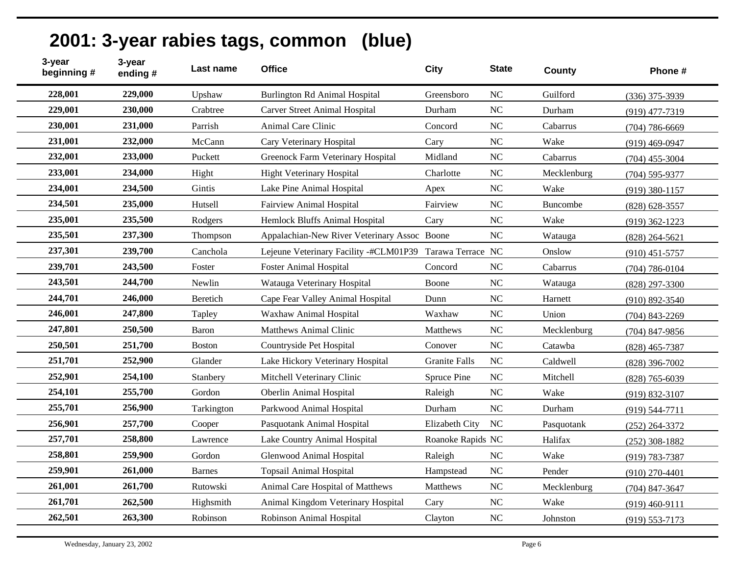# 2001: 3-year rabies tags, common (blue)

| 3-year beginning # | 3-year ending # | Last name | Office | City | State | County | Phone # |
|---|---|---|---|---|---|---|---|
| 228,001 | 229,000 | Upshaw | Burlington Rd Animal Hospital | Greensboro | NC | Guilford | (336) 375-3939 |
| 229,001 | 230,000 | Crabtree | Carver Street Animal Hospital | Durham | NC | Durham | (919) 477-7319 |
| 230,001 | 231,000 | Parrish | Animal Care Clinic | Concord | NC | Cabarrus | (704) 786-6669 |
| 231,001 | 232,000 | McCann | Cary Veterinary Hospital | Cary | NC | Wake | (919) 469-0947 |
| 232,001 | 233,000 | Puckett | Greenock Farm Veterinary Hospital | Midland | NC | Cabarrus | (704) 455-3004 |
| 233,001 | 234,000 | Hight | Hight Veterinary Hospital | Charlotte | NC | Mecklenburg | (704) 595-9377 |
| 234,001 | 234,500 | Gintis | Lake Pine Animal Hospital | Apex | NC | Wake | (919) 380-1157 |
| 234,501 | 235,000 | Hutsell | Fairview Animal Hospital | Fairview | NC | Buncombe | (828) 628-3557 |
| 235,001 | 235,500 | Rodgers | Hemlock Bluffs Animal Hospital | Cary | NC | Wake | (919) 362-1223 |
| 235,501 | 237,300 | Thompson | Appalachian-New River Veterinary Assoc | Boone | NC | Watauga | (828) 264-5621 |
| 237,301 | 239,700 | Canchola | Lejeune Veterinary Facility -#CLM01P39 | Tarawa Terrace | NC | Onslow | (910) 451-5757 |
| 239,701 | 243,500 | Foster | Foster Animal Hospital | Concord | NC | Cabarrus | (704) 786-0104 |
| 243,501 | 244,700 | Newlin | Watauga Veterinary Hospital | Boone | NC | Watauga | (828) 297-3300 |
| 244,701 | 246,000 | Beretich | Cape Fear Valley Animal Hospital | Dunn | NC | Harnett | (910) 892-3540 |
| 246,001 | 247,800 | Tapley | Waxhaw Animal Hospital | Waxhaw | NC | Union | (704) 843-2269 |
| 247,801 | 250,500 | Baron | Matthews Animal Clinic | Matthews | NC | Mecklenburg | (704) 847-9856 |
| 250,501 | 251,700 | Boston | Countryside Pet Hospital | Conover | NC | Catawba | (828) 465-7387 |
| 251,701 | 252,900 | Glander | Lake Hickory Veterinary Hospital | Granite Falls | NC | Caldwell | (828) 396-7002 |
| 252,901 | 254,100 | Stanbery | Mitchell Veterinary Clinic | Spruce Pine | NC | Mitchell | (828) 765-6039 |
| 254,101 | 255,700 | Gordon | Oberlin Animal Hospital | Raleigh | NC | Wake | (919) 832-3107 |
| 255,701 | 256,900 | Tarkington | Parkwood Animal Hospital | Durham | NC | Durham | (919) 544-7711 |
| 256,901 | 257,700 | Cooper | Pasquotank Animal Hospital | Elizabeth City | NC | Pasquotank | (252) 264-3372 |
| 257,701 | 258,800 | Lawrence | Lake Country Animal Hospital | Roanoke Rapids | NC | Halifax | (252) 308-1882 |
| 258,801 | 259,900 | Gordon | Glenwood Animal Hospital | Raleigh | NC | Wake | (919) 783-7387 |
| 259,901 | 261,000 | Barnes | Topsail Animal Hospital | Hampstead | NC | Pender | (910) 270-4401 |
| 261,001 | 261,700 | Rutowski | Animal Care Hospital of Matthews | Matthews | NC | Mecklenburg | (704) 847-3647 |
| 261,701 | 262,500 | Highsmith | Animal Kingdom Veterinary Hospital | Cary | NC | Wake | (919) 460-9111 |
| 262,501 | 263,300 | Robinson | Robinson Animal Hospital | Clayton | NC | Johnston | (919) 553-7173 |

Wednesday, January 23, 2002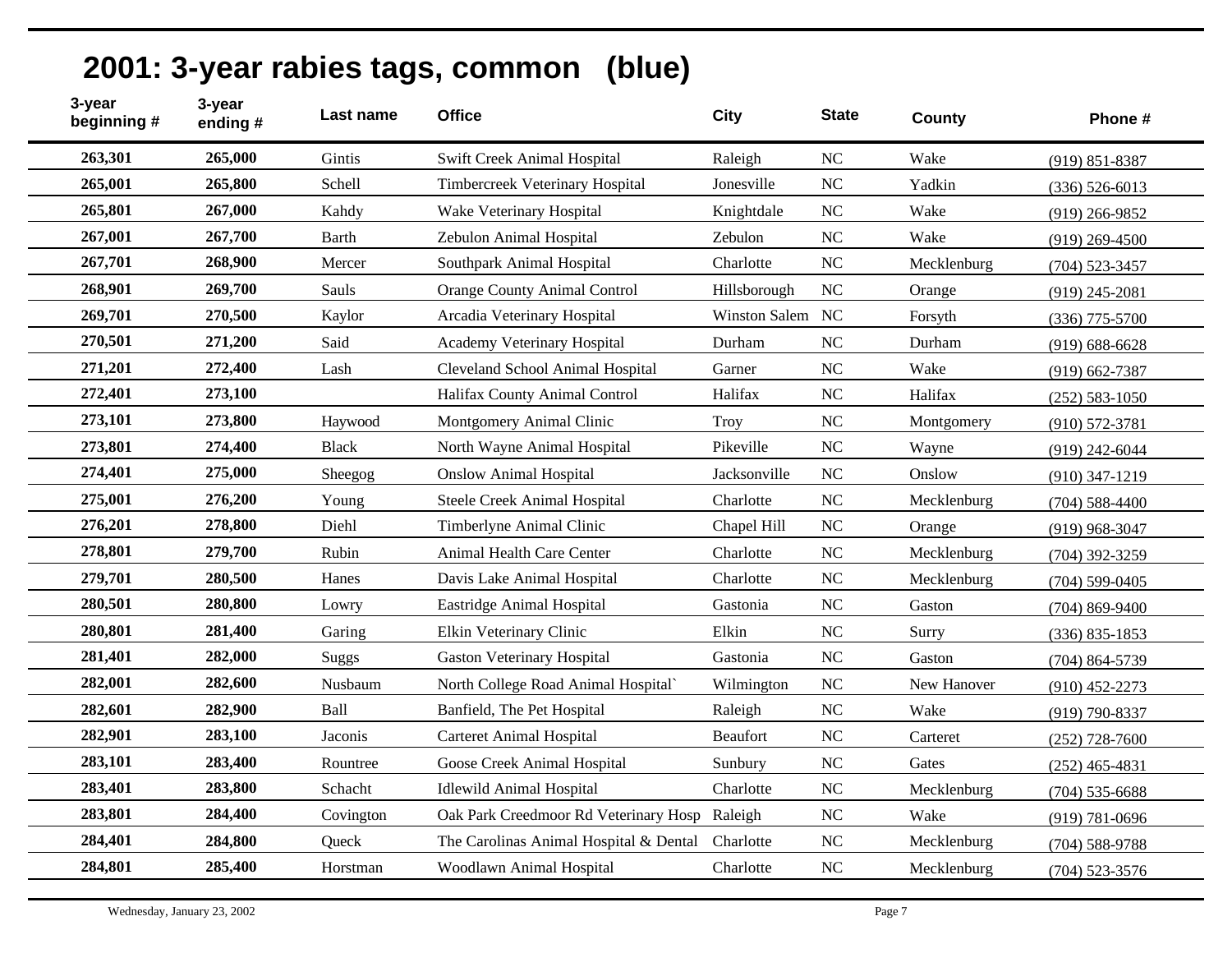## 2001: 3-year rabies tags, common (blue)

| 3-year beginning # | 3-year ending # | Last name | Office | City | State | County | Phone # |
|---|---|---|---|---|---|---|---|
| 263,301 | 265,000 | Gintis | Swift Creek Animal Hospital | Raleigh | NC | Wake | (919) 851-8387 |
| 265,001 | 265,800 | Schell | Timbercreek Veterinary Hospital | Jonesville | NC | Yadkin | (336) 526-6013 |
| 265,801 | 267,000 | Kahdy | Wake Veterinary Hospital | Knightdale | NC | Wake | (919) 266-9852 |
| 267,001 | 267,700 | Barth | Zebulon Animal Hospital | Zebulon | NC | Wake | (919) 269-4500 |
| 267,701 | 268,900 | Mercer | Southpark Animal Hospital | Charlotte | NC | Mecklenburg | (704) 523-3457 |
| 268,901 | 269,700 | Sauls | Orange County Animal Control | Hillsborough | NC | Orange | (919) 245-2081 |
| 269,701 | 270,500 | Kaylor | Arcadia Veterinary Hospital | Winston Salem | NC | Forsyth | (336) 775-5700 |
| 270,501 | 271,200 | Said | Academy Veterinary Hospital | Durham | NC | Durham | (919) 688-6628 |
| 271,201 | 272,400 | Lash | Cleveland School Animal Hospital | Garner | NC | Wake | (919) 662-7387 |
| 272,401 | 273,100 | | Halifax County Animal Control | Halifax | NC | Halifax | (252) 583-1050 |
| 273,101 | 273,800 | Haywood | Montgomery Animal Clinic | Troy | NC | Montgomery | (910) 572-3781 |
| 273,801 | 274,400 | Black | North Wayne Animal Hospital | Pikeville | NC | Wayne | (919) 242-6044 |
| 274,401 | 275,000 | Sheegog | Onslow Animal Hospital | Jacksonville | NC | Onslow | (910) 347-1219 |
| 275,001 | 276,200 | Young | Steele Creek Animal Hospital | Charlotte | NC | Mecklenburg | (704) 588-4400 |
| 276,201 | 278,800 | Diehl | Timberlyne Animal Clinic | Chapel Hill | NC | Orange | (919) 968-3047 |
| 278,801 | 279,700 | Rubin | Animal Health Care Center | Charlotte | NC | Mecklenburg | (704) 392-3259 |
| 279,701 | 280,500 | Hanes | Davis Lake Animal Hospital | Charlotte | NC | Mecklenburg | (704) 599-0405 |
| 280,501 | 280,800 | Lowry | Eastridge Animal Hospital | Gastonia | NC | Gaston | (704) 869-9400 |
| 280,801 | 281,400 | Garing | Elkin Veterinary Clinic | Elkin | NC | Surry | (336) 835-1853 |
| 281,401 | 282,000 | Suggs | Gaston Veterinary Hospital | Gastonia | NC | Gaston | (704) 864-5739 |
| 282,001 | 282,600 | Nusbaum | North College Road Animal Hospital` | Wilmington | NC | New Hanover | (910) 452-2273 |
| 282,601 | 282,900 | Ball | Banfield, The Pet Hospital | Raleigh | NC | Wake | (919) 790-8337 |
| 282,901 | 283,100 | Jaconis | Carteret Animal Hospital | Beaufort | NC | Carteret | (252) 728-7600 |
| 283,101 | 283,400 | Rountree | Goose Creek Animal Hospital | Sunbury | NC | Gates | (252) 465-4831 |
| 283,401 | 283,800 | Schacht | Idlewild Animal Hospital | Charlotte | NC | Mecklenburg | (704) 535-6688 |
| 283,801 | 284,400 | Covington | Oak Park Creedmoor Rd Veterinary Hosp | Raleigh | NC | Wake | (919) 781-0696 |
| 284,401 | 284,800 | Queck | The Carolinas Animal Hospital & Dental | Charlotte | NC | Mecklenburg | (704) 588-9788 |
| 284,801 | 285,400 | Horstman | Woodlawn Animal Hospital | Charlotte | NC | Mecklenburg | (704) 523-3576 |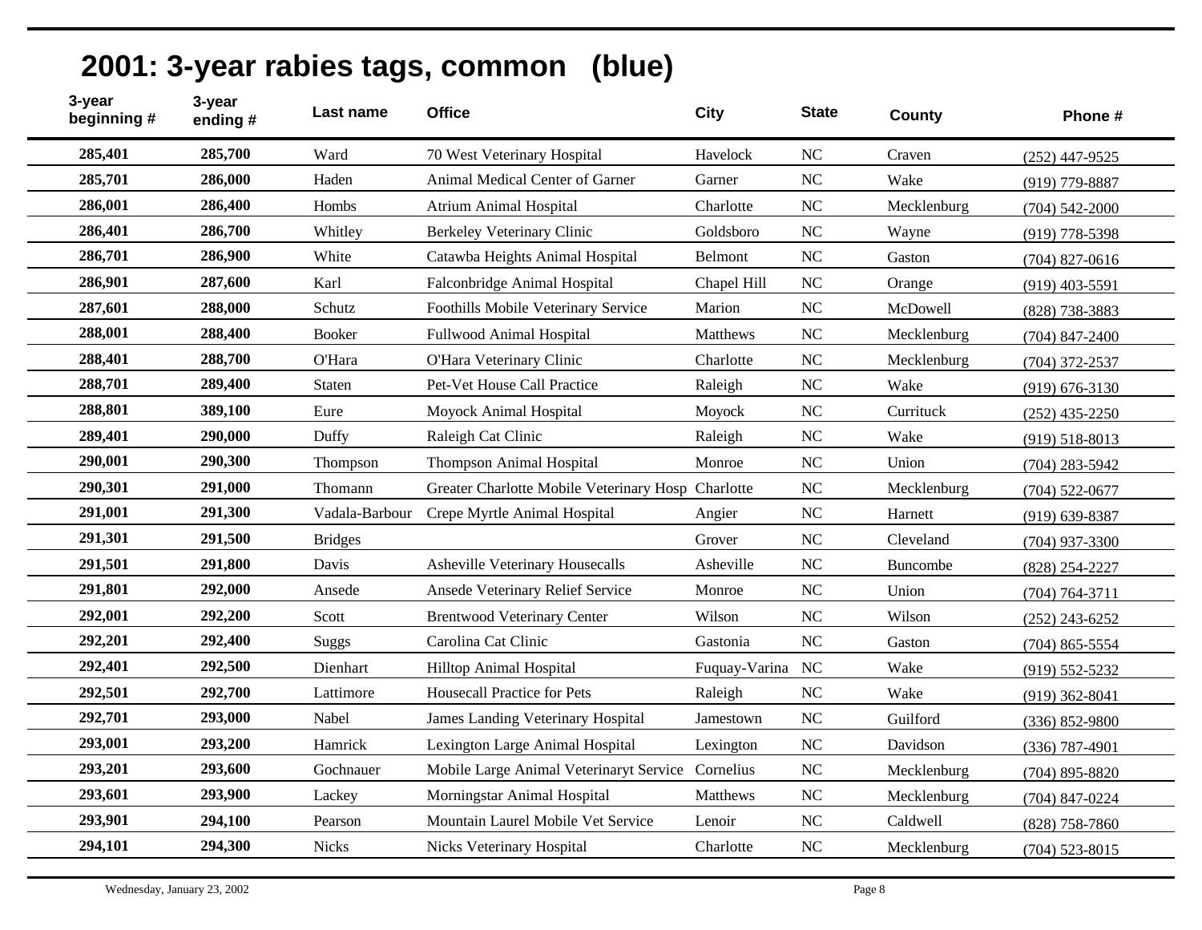## 2001: 3-year rabies tags, common (blue)

| 3-year beginning # | 3-year ending # | Last name | Office | City | State | County | Phone # |
|---|---|---|---|---|---|---|---|
| 285,401 | 285,700 | Ward | 70 West Veterinary Hospital | Havelock | NC | Craven | (252) 447-9525 |
| 285,701 | 286,000 | Haden | Animal Medical Center of Garner | Garner | NC | Wake | (919) 779-8887 |
| 286,001 | 286,400 | Hombs | Atrium Animal Hospital | Charlotte | NC | Mecklenburg | (704) 542-2000 |
| 286,401 | 286,700 | Whitley | Berkeley Veterinary Clinic | Goldsboro | NC | Wayne | (919) 778-5398 |
| 286,701 | 286,900 | White | Catawba Heights Animal Hospital | Belmont | NC | Gaston | (704) 827-0616 |
| 286,901 | 287,600 | Karl | Falconbridge Animal Hospital | Chapel Hill | NC | Orange | (919) 403-5591 |
| 287,601 | 288,000 | Schutz | Foothills Mobile Veterinary Service | Marion | NC | McDowell | (828) 738-3883 |
| 288,001 | 288,400 | Booker | Fullwood Animal Hospital | Matthews | NC | Mecklenburg | (704) 847-2400 |
| 288,401 | 288,700 | O'Hara | O'Hara Veterinary Clinic | Charlotte | NC | Mecklenburg | (704) 372-2537 |
| 288,701 | 289,400 | Staten | Pet-Vet House Call Practice | Raleigh | NC | Wake | (919) 676-3130 |
| 288,801 | 389,100 | Eure | Moyock Animal Hospital | Moyock | NC | Currituck | (252) 435-2250 |
| 289,401 | 290,000 | Duffy | Raleigh Cat Clinic | Raleigh | NC | Wake | (919) 518-8013 |
| 290,001 | 290,300 | Thompson | Thompson Animal Hospital | Monroe | NC | Union | (704) 283-5942 |
| 290,301 | 291,000 | Thomann | Greater Charlotte Mobile Veterinary Hosp | Charlotte | NC | Mecklenburg | (704) 522-0677 |
| 291,001 | 291,300 | Vadala-Barbour | Crepe Myrtle Animal Hospital | Angier | NC | Harnett | (919) 639-8387 |
| 291,301 | 291,500 | Bridges | | Grover | NC | Cleveland | (704) 937-3300 |
| 291,501 | 291,800 | Davis | Asheville Veterinary Housecalls | Asheville | NC | Buncombe | (828) 254-2227 |
| 291,801 | 292,000 | Ansede | Ansede Veterinary Relief Service | Monroe | NC | Union | (704) 764-3711 |
| 292,001 | 292,200 | Scott | Brentwood Veterinary Center | Wilson | NC | Wilson | (252) 243-6252 |
| 292,201 | 292,400 | Suggs | Carolina Cat Clinic | Gastonia | NC | Gaston | (704) 865-5554 |
| 292,401 | 292,500 | Dienhart | Hilltop Animal Hospital | Fuquay-Varina | NC | Wake | (919) 552-5232 |
| 292,501 | 292,700 | Lattimore | Housecall Practice for Pets | Raleigh | NC | Wake | (919) 362-8041 |
| 292,701 | 293,000 | Nabel | James Landing Veterinary Hospital | Jamestown | NC | Guilford | (336) 852-9800 |
| 293,001 | 293,200 | Hamrick | Lexington Large Animal Hospital | Lexington | NC | Davidson | (336) 787-4901 |
| 293,201 | 293,600 | Gochnauer | Mobile Large Animal Veterinaryt Service | Cornelius | NC | Mecklenburg | (704) 895-8820 |
| 293,601 | 293,900 | Lackey | Morningstar Animal Hospital | Matthews | NC | Mecklenburg | (704) 847-0224 |
| 293,901 | 294,100 | Pearson | Mountain Laurel Mobile Vet Service | Lenoir | NC | Caldwell | (828) 758-7860 |
| 294,101 | 294,300 | Nicks | Nicks Veterinary Hospital | Charlotte | NC | Mecklenburg | (704) 523-8015 |

Wednesday, January 23, 2002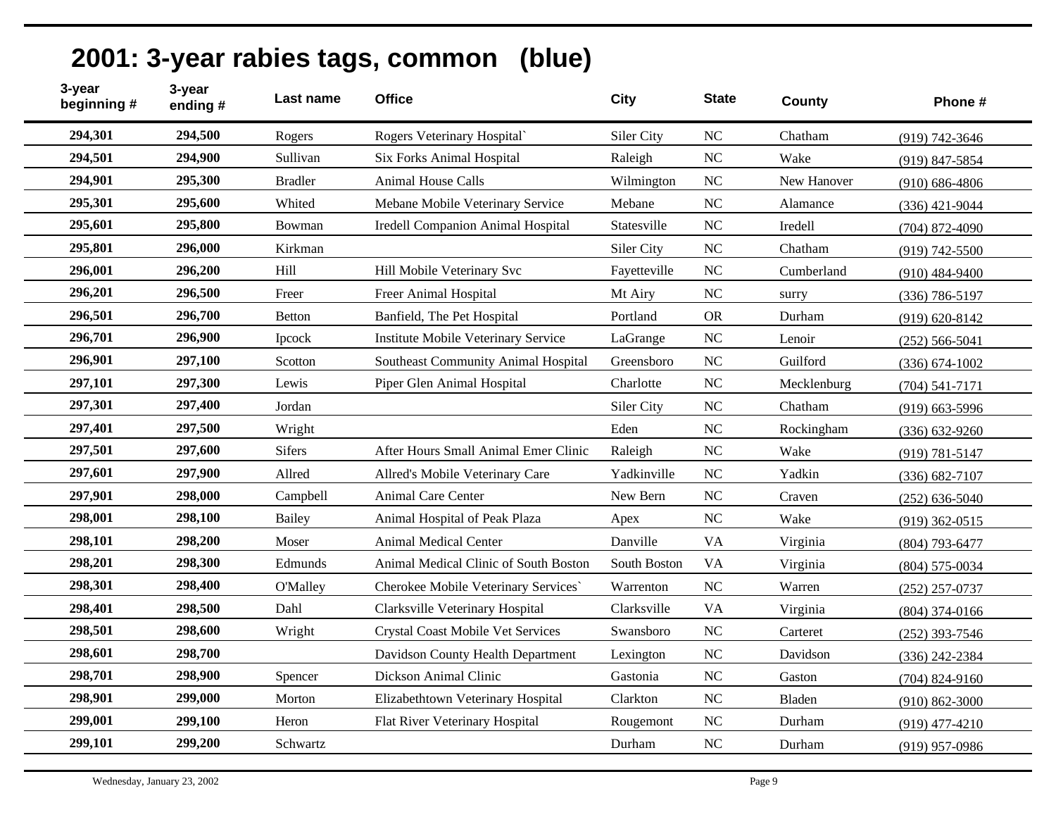# 2001: 3-year rabies tags, common (blue)

| 3-year beginning # | 3-year ending # | Last name | Office | City | State | County | Phone # |
|---|---|---|---|---|---|---|---|
| 294,301 | 294,500 | Rogers | Rogers Veterinary Hospital` | Siler City | NC | Chatham | (919) 742-3646 |
| 294,501 | 294,900 | Sullivan | Six Forks Animal Hospital | Raleigh | NC | Wake | (919) 847-5854 |
| 294,901 | 295,300 | Bradler | Animal House Calls | Wilmington | NC | New Hanover | (910) 686-4806 |
| 295,301 | 295,600 | Whited | Mebane Mobile Veterinary Service | Mebane | NC | Alamance | (336) 421-9044 |
| 295,601 | 295,800 | Bowman | Iredell Companion Animal Hospital | Statesville | NC | Iredell | (704) 872-4090 |
| 295,801 | 296,000 | Kirkman | | Siler City | NC | Chatham | (919) 742-5500 |
| 296,001 | 296,200 | Hill | Hill Mobile Veterinary Svc | Fayetteville | NC | Cumberland | (910) 484-9400 |
| 296,201 | 296,500 | Freer | Freer Animal Hospital | Mt Airy | NC | surry | (336) 786-5197 |
| 296,501 | 296,700 | Betton | Banfield, The Pet Hospital | Portland | OR | Durham | (919) 620-8142 |
| 296,701 | 296,900 | Ipcock | Institute Mobile Veterinary Service | LaGrange | NC | Lenoir | (252) 566-5041 |
| 296,901 | 297,100 | Scotton | Southeast Community Animal Hospital | Greensboro | NC | Guilford | (336) 674-1002 |
| 297,101 | 297,300 | Lewis | Piper Glen Animal Hospital | Charlotte | NC | Mecklenburg | (704) 541-7171 |
| 297,301 | 297,400 | Jordan | | Siler City | NC | Chatham | (919) 663-5996 |
| 297,401 | 297,500 | Wright | | Eden | NC | Rockingham | (336) 632-9260 |
| 297,501 | 297,600 | Sifers | After Hours Small Animal Emer Clinic | Raleigh | NC | Wake | (919) 781-5147 |
| 297,601 | 297,900 | Allred | Allred's Mobile Veterinary Care | Yadkinville | NC | Yadkin | (336) 682-7107 |
| 297,901 | 298,000 | Campbell | Animal Care Center | New Bern | NC | Craven | (252) 636-5040 |
| 298,001 | 298,100 | Bailey | Animal Hospital of Peak Plaza | Apex | NC | Wake | (919) 362-0515 |
| 298,101 | 298,200 | Moser | Animal Medical Center | Danville | VA | Virginia | (804) 793-6477 |
| 298,201 | 298,300 | Edmunds | Animal Medical Clinic of South Boston | South Boston | VA | Virginia | (804) 575-0034 |
| 298,301 | 298,400 | O'Malley | Cherokee Mobile Veterinary Services` | Warrenton | NC | Warren | (252) 257-0737 |
| 298,401 | 298,500 | Dahl | Clarksville Veterinary Hospital | Clarksville | VA | Virginia | (804) 374-0166 |
| 298,501 | 298,600 | Wright | Crystal Coast Mobile Vet Services | Swansboro | NC | Carteret | (252) 393-7546 |
| 298,601 | 298,700 | | Davidson County Health Department | Lexington | NC | Davidson | (336) 242-2384 |
| 298,701 | 298,900 | Spencer | Dickson Animal Clinic | Gastonia | NC | Gaston | (704) 824-9160 |
| 298,901 | 299,000 | Morton | Elizabethtown Veterinary Hospital | Clarkton | NC | Bladen | (910) 862-3000 |
| 299,001 | 299,100 | Heron | Flat River Veterinary Hospital | Rougemont | NC | Durham | (919) 477-4210 |
| 299,101 | 299,200 | Schwartz | | Durham | NC | Durham | (919) 957-0986 |

Wednesday, January 23, 2002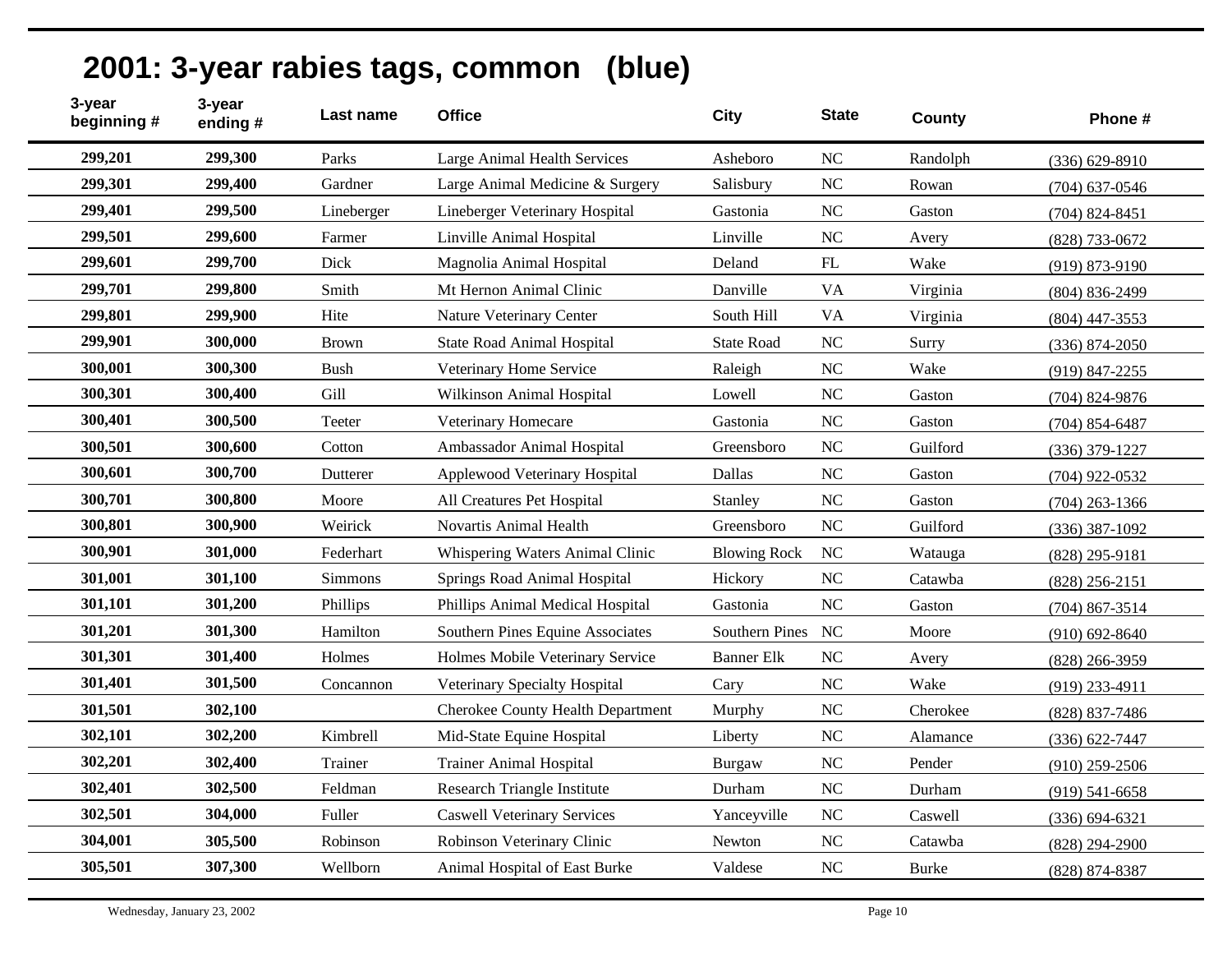# 2001: 3-year rabies tags, common (blue)

| 3-year beginning # | 3-year ending # | Last name | Office | City | State | County | Phone # |
|---|---|---|---|---|---|---|---|
| **299,201** | **299,300** | Parks | Large Animal Health Services | Asheboro | NC | Randolph | (336) 629-8910 |
| **299,301** | **299,400** | Gardner | Large Animal Medicine & Surgery | Salisbury | NC | Rowan | (704) 637-0546 |
| **299,401** | **299,500** | Lineberger | Lineberger Veterinary Hospital | Gastonia | NC | Gaston | (704) 824-8451 |
| **299,501** | **299,600** | Farmer | Linville Animal Hospital | Linville | NC | Avery | (828) 733-0672 |
| **299,601** | **299,700** | Dick | Magnolia Animal Hospital | Deland | FL | Wake | (919) 873-9190 |
| **299,701** | **299,800** | Smith | Mt Hernon Animal Clinic | Danville | VA | Virginia | (804) 836-2499 |
| **299,801** | **299,900** | Hite | Nature Veterinary Center | South Hill | VA | Virginia | (804) 447-3553 |
| **299,901** | **300,000** | Brown | State Road Animal Hospital | State Road | NC | Surry | (336) 874-2050 |
| **300,001** | **300,300** | Bush | Veterinary Home Service | Raleigh | NC | Wake | (919) 847-2255 |
| **300,301** | **300,400** | Gill | Wilkinson Animal Hospital | Lowell | NC | Gaston | (704) 824-9876 |
| **300,401** | **300,500** | Teeter | Veterinary Homecare | Gastonia | NC | Gaston | (704) 854-6487 |
| **300,501** | **300,600** | Cotton | Ambassador Animal Hospital | Greensboro | NC | Guilford | (336) 379-1227 |
| **300,601** | **300,700** | Dutterer | Applewood Veterinary Hospital | Dallas | NC | Gaston | (704) 922-0532 |
| **300,701** | **300,800** | Moore | All Creatures Pet Hospital | Stanley | NC | Gaston | (704) 263-1366 |
| **300,801** | **300,900** | Weirick | Novartis Animal Health | Greensboro | NC | Guilford | (336) 387-1092 |
| **300,901** | **301,000** | Federhart | Whispering Waters Animal Clinic | Blowing Rock | NC | Watauga | (828) 295-9181 |
| **301,001** | **301,100** | Simmons | Springs Road Animal Hospital | Hickory | NC | Catawba | (828) 256-2151 |
| **301,101** | **301,200** | Phillips | Phillips Animal Medical Hospital | Gastonia | NC | Gaston | (704) 867-3514 |
| **301,201** | **301,300** | Hamilton | Southern Pines Equine Associates | Southern Pines | NC | Moore | (910) 692-8640 |
| **301,301** | **301,400** | Holmes | Holmes Mobile Veterinary Service | Banner Elk | NC | Avery | (828) 266-3959 |
| **301,401** | **301,500** | Concannon | Veterinary Specialty Hospital | Cary | NC | Wake | (919) 233-4911 |
| **301,501** | **302,100** | | Cherokee County Health Department | Murphy | NC | Cherokee | (828) 837-7486 |
| **302,101** | **302,200** | Kimbrell | Mid-State Equine Hospital | Liberty | NC | Alamance | (336) 622-7447 |
| **302,201** | **302,400** | Trainer | Trainer Animal Hospital | Burgaw | NC | Pender | (910) 259-2506 |
| **302,401** | **302,500** | Feldman | Research Triangle Institute | Durham | NC | Durham | (919) 541-6658 |
| **302,501** | **304,000** | Fuller | Caswell Veterinary Services | Yanceyville | NC | Caswell | (336) 694-6321 |
| **304,001** | **305,500** | Robinson | Robinson Veterinary Clinic | Newton | NC | Catawba | (828) 294-2900 |
| **305,501** | **307,300** | Wellborn | Animal Hospital of East Burke | Valdese | NC | Burke | (828) 874-8387 |

Wednesday, January 23, 2002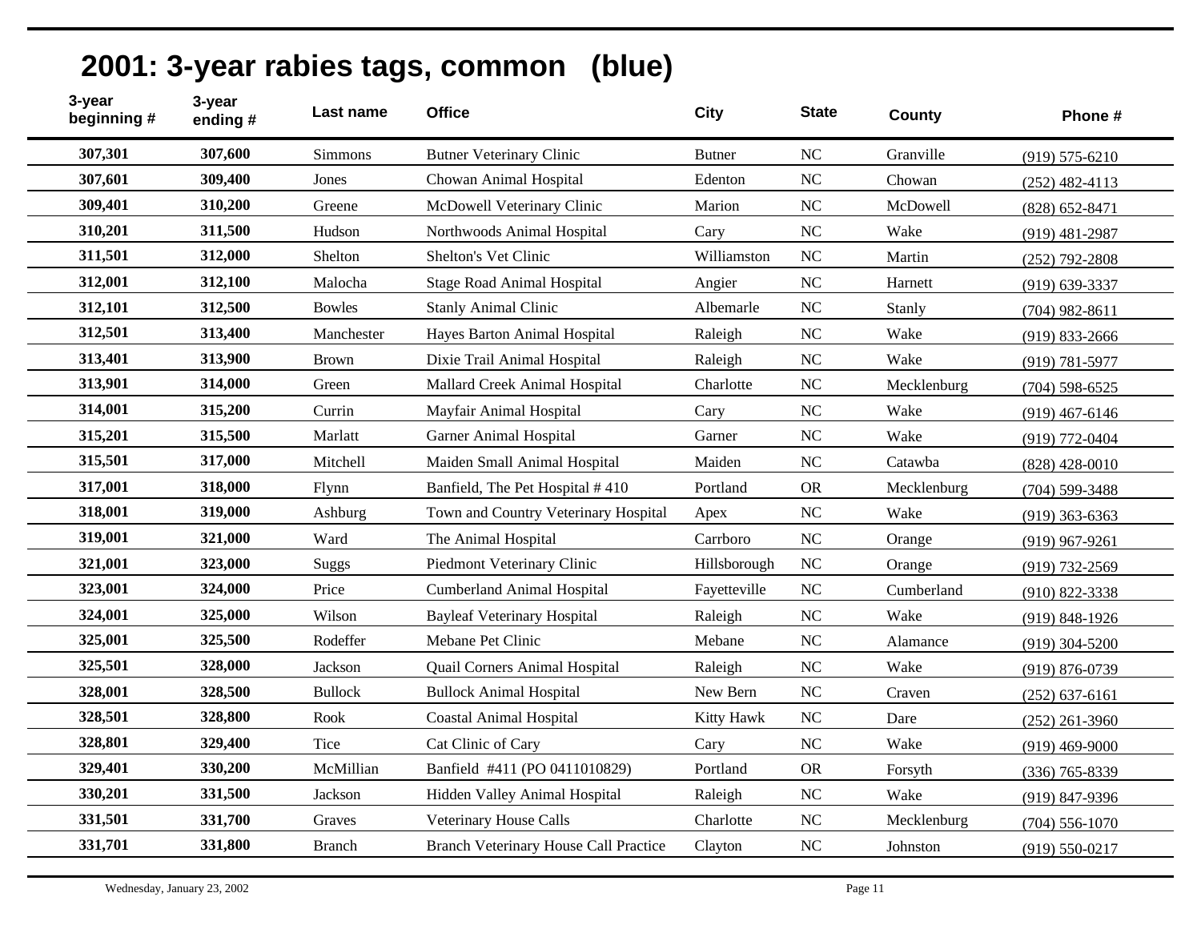# 2001: 3-year rabies tags, common (blue)

| 3-year beginning # | 3-year ending # | Last name | Office | City | State | County | Phone # |
|---|---|---|---|---|---|---|---|
| 307,301 | 307,600 | Simmons | Butner Veterinary Clinic | Butner | NC | Granville | (919) 575-6210 |
| 307,601 | 309,400 | Jones | Chowan Animal Hospital | Edenton | NC | Chowan | (252) 482-4113 |
| 309,401 | 310,200 | Greene | McDowell Veterinary Clinic | Marion | NC | McDowell | (828) 652-8471 |
| 310,201 | 311,500 | Hudson | Northwoods Animal Hospital | Cary | NC | Wake | (919) 481-2987 |
| 311,501 | 312,000 | Shelton | Shelton's Vet Clinic | Williamston | NC | Martin | (252) 792-2808 |
| 312,001 | 312,100 | Malocha | Stage Road Animal Hospital | Angier | NC | Harnett | (919) 639-3337 |
| 312,101 | 312,500 | Bowles | Stanly Animal Clinic | Albemarle | NC | Stanly | (704) 982-8611 |
| 312,501 | 313,400 | Manchester | Hayes Barton Animal Hospital | Raleigh | NC | Wake | (919) 833-2666 |
| 313,401 | 313,900 | Brown | Dixie Trail Animal Hospital | Raleigh | NC | Wake | (919) 781-5977 |
| 313,901 | 314,000 | Green | Mallard Creek Animal Hospital | Charlotte | NC | Mecklenburg | (704) 598-6525 |
| 314,001 | 315,200 | Currin | Mayfair Animal Hospital | Cary | NC | Wake | (919) 467-6146 |
| 315,201 | 315,500 | Marlatt | Garner Animal Hospital | Garner | NC | Wake | (919) 772-0404 |
| 315,501 | 317,000 | Mitchell | Maiden Small Animal Hospital | Maiden | NC | Catawba | (828) 428-0010 |
| 317,001 | 318,000 | Flynn | Banfield, The Pet Hospital # 410 | Portland | OR | Mecklenburg | (704) 599-3488 |
| 318,001 | 319,000 | Ashburg | Town and Country Veterinary Hospital | Apex | NC | Wake | (919) 363-6363 |
| 319,001 | 321,000 | Ward | The Animal Hospital | Carrboro | NC | Orange | (919) 967-9261 |
| 321,001 | 323,000 | Suggs | Piedmont Veterinary Clinic | Hillsborough | NC | Orange | (919) 732-2569 |
| 323,001 | 324,000 | Price | Cumberland Animal Hospital | Fayetteville | NC | Cumberland | (910) 822-3338 |
| 324,001 | 325,000 | Wilson | Bayleaf Veterinary Hospital | Raleigh | NC | Wake | (919) 848-1926 |
| 325,001 | 325,500 | Rodeffer | Mebane Pet Clinic | Mebane | NC | Alamance | (919) 304-5200 |
| 325,501 | 328,000 | Jackson | Quail Corners Animal Hospital | Raleigh | NC | Wake | (919) 876-0739 |
| 328,001 | 328,500 | Bullock | Bullock Animal Hospital | New Bern | NC | Craven | (252) 637-6161 |
| 328,501 | 328,800 | Rook | Coastal Animal Hospital | Kitty Hawk | NC | Dare | (252) 261-3960 |
| 328,801 | 329,400 | Tice | Cat Clinic of Cary | Cary | NC | Wake | (919) 469-9000 |
| 329,401 | 330,200 | McMillian | Banfield #411 (PO 0411010829) | Portland | OR | Forsyth | (336) 765-8339 |
| 330,201 | 331,500 | Jackson | Hidden Valley Animal Hospital | Raleigh | NC | Wake | (919) 847-9396 |
| 331,501 | 331,700 | Graves | Veterinary House Calls | Charlotte | NC | Mecklenburg | (704) 556-1070 |
| 331,701 | 331,800 | Branch | Branch Veterinary House Call Practice | Clayton | NC | Johnston | (919) 550-0217 |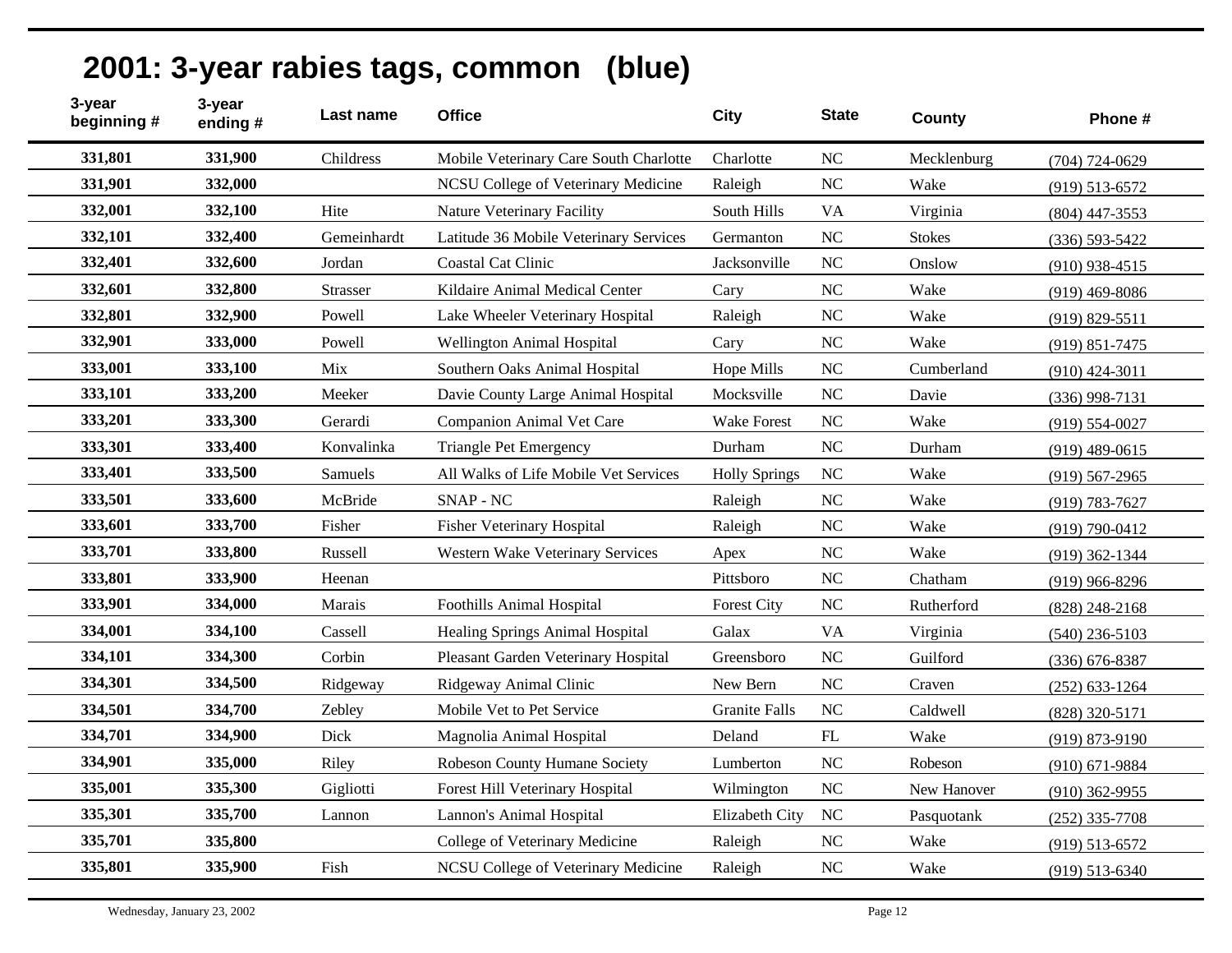## 2001: 3-year rabies tags, common (blue)

| 3-year beginning # | 3-year ending # | Last name | Office | City | State | County | Phone # |
|---|---|---|---|---|---|---|---|
| 331,801 | 331,900 | Childress | Mobile Veterinary Care South Charlotte | Charlotte | NC | Mecklenburg | (704) 724-0629 |
| 331,901 | 332,000 | | NCSU College of Veterinary Medicine | Raleigh | NC | Wake | (919) 513-6572 |
| 332,001 | 332,100 | Hite | Nature Veterinary Facility | South Hills | VA | Virginia | (804) 447-3553 |
| 332,101 | 332,400 | Gemeinhardt | Latitude 36 Mobile Veterinary Services | Germanton | NC | Stokes | (336) 593-5422 |
| 332,401 | 332,600 | Jordan | Coastal Cat Clinic | Jacksonville | NC | Onslow | (910) 938-4515 |
| 332,601 | 332,800 | Strasser | Kildaire Animal Medical Center | Cary | NC | Wake | (919) 469-8086 |
| 332,801 | 332,900 | Powell | Lake Wheeler Veterinary Hospital | Raleigh | NC | Wake | (919) 829-5511 |
| 332,901 | 333,000 | Powell | Wellington Animal Hospital | Cary | NC | Wake | (919) 851-7475 |
| 333,001 | 333,100 | Mix | Southern Oaks Animal Hospital | Hope Mills | NC | Cumberland | (910) 424-3011 |
| 333,101 | 333,200 | Meeker | Davie County Large Animal Hospital | Mocksville | NC | Davie | (336) 998-7131 |
| 333,201 | 333,300 | Gerardi | Companion Animal Vet Care | Wake Forest | NC | Wake | (919) 554-0027 |
| 333,301 | 333,400 | Konvalinka | Triangle Pet Emergency | Durham | NC | Durham | (919) 489-0615 |
| 333,401 | 333,500 | Samuels | All Walks of Life Mobile Vet Services | Holly Springs | NC | Wake | (919) 567-2965 |
| 333,501 | 333,600 | McBride | SNAP - NC | Raleigh | NC | Wake | (919) 783-7627 |
| 333,601 | 333,700 | Fisher | Fisher Veterinary Hospital | Raleigh | NC | Wake | (919) 790-0412 |
| 333,701 | 333,800 | Russell | Western Wake Veterinary Services | Apex | NC | Wake | (919) 362-1344 |
| 333,801 | 333,900 | Heenan | | Pittsboro | NC | Chatham | (919) 966-8296 |
| 333,901 | 334,000 | Marais | Foothills Animal Hospital | Forest City | NC | Rutherford | (828) 248-2168 |
| 334,001 | 334,100 | Cassell | Healing Springs Animal Hospital | Galax | VA | Virginia | (540) 236-5103 |
| 334,101 | 334,300 | Corbin | Pleasant Garden Veterinary Hospital | Greensboro | NC | Guilford | (336) 676-8387 |
| 334,301 | 334,500 | Ridgeway | Ridgeway Animal Clinic | New Bern | NC | Craven | (252) 633-1264 |
| 334,501 | 334,700 | Zebley | Mobile Vet to Pet Service | Granite Falls | NC | Caldwell | (828) 320-5171 |
| 334,701 | 334,900 | Dick | Magnolia Animal Hospital | Deland | FL | Wake | (919) 873-9190 |
| 334,901 | 335,000 | Riley | Robeson County Humane Society | Lumberton | NC | Robeson | (910) 671-9884 |
| 335,001 | 335,300 | Gigliotti | Forest Hill Veterinary Hospital | Wilmington | NC | New Hanover | (910) 362-9955 |
| 335,301 | 335,700 | Lannon | Lannon's Animal Hospital | Elizabeth City | NC | Pasquotank | (252) 335-7708 |
| 335,701 | 335,800 | | College of Veterinary Medicine | Raleigh | NC | Wake | (919) 513-6572 |
| 335,801 | 335,900 | Fish | NCSU College of Veterinary Medicine | Raleigh | NC | Wake | (919) 513-6340 |

Wednesday, January 23, 2002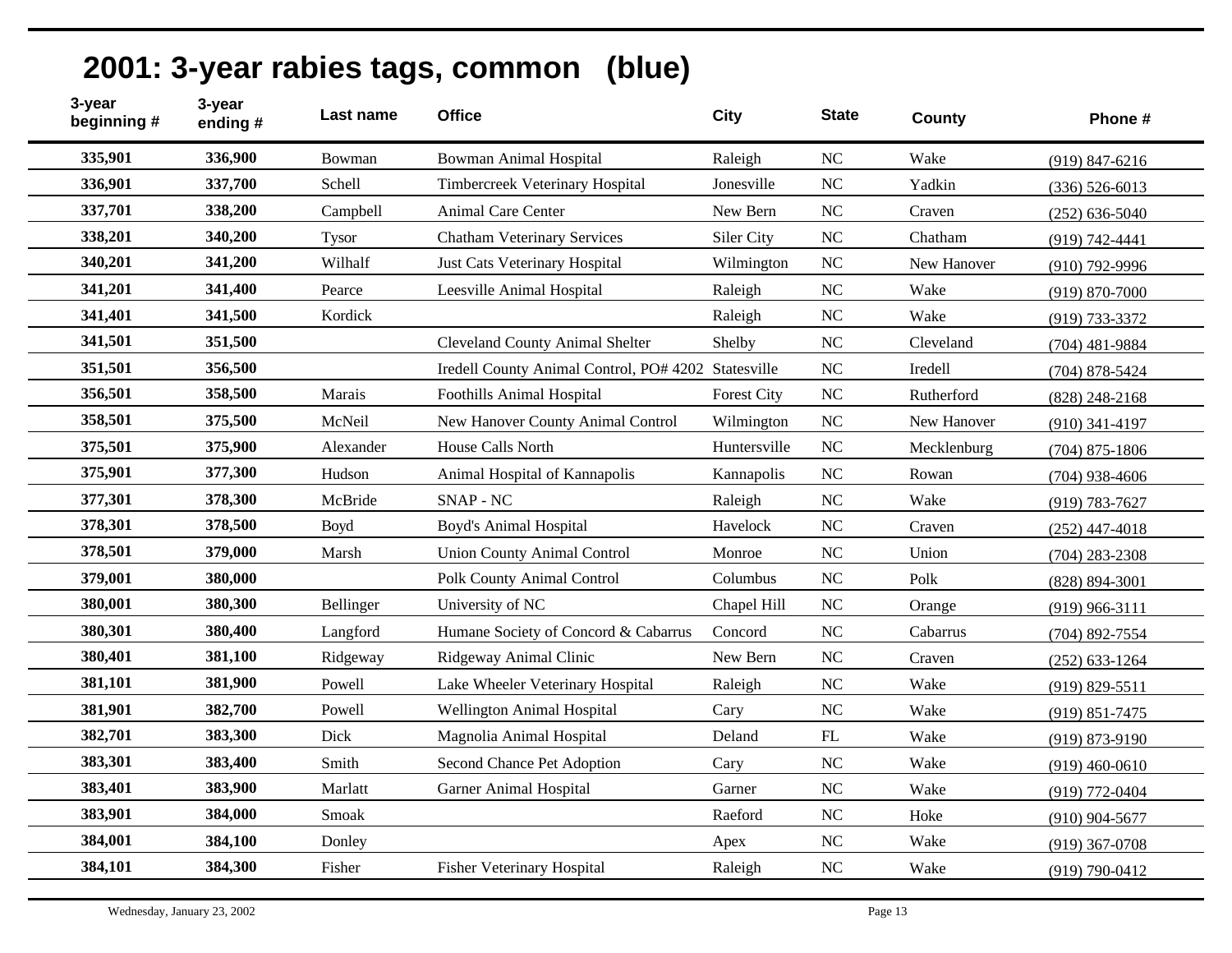# 2001: 3-year rabies tags, common (blue)

| 3-year beginning # | 3-year ending # | Last name | Office | City | State | County | Phone # |
|---|---|---|---|---|---|---|---|
| 335,901 | 336,900 | Bowman | Bowman Animal Hospital | Raleigh | NC | Wake | (919) 847-6216 |
| 336,901 | 337,700 | Schell | Timbercreek Veterinary Hospital | Jonesville | NC | Yadkin | (336) 526-6013 |
| 337,701 | 338,200 | Campbell | Animal Care Center | New Bern | NC | Craven | (252) 636-5040 |
| 338,201 | 340,200 | Tysor | Chatham Veterinary Services | Siler City | NC | Chatham | (919) 742-4441 |
| 340,201 | 341,200 | Wilhalf | Just Cats Veterinary Hospital | Wilmington | NC | New Hanover | (910) 792-9996 |
| 341,201 | 341,400 | Pearce | Leesville Animal Hospital | Raleigh | NC | Wake | (919) 870-7000 |
| 341,401 | 341,500 | Kordick | | Raleigh | NC | Wake | (919) 733-3372 |
| 341,501 | 351,500 | | Cleveland County Animal Shelter | Shelby | NC | Cleveland | (704) 481-9884 |
| 351,501 | 356,500 | | Iredell County Animal Control, PO# 4202 | Statesville | NC | Iredell | (704) 878-5424 |
| 356,501 | 358,500 | Marais | Foothills Animal Hospital | Forest City | NC | Rutherford | (828) 248-2168 |
| 358,501 | 375,500 | McNeil | New Hanover County Animal Control | Wilmington | NC | New Hanover | (910) 341-4197 |
| 375,501 | 375,900 | Alexander | House Calls North | Huntersville | NC | Mecklenburg | (704) 875-1806 |
| 375,901 | 377,300 | Hudson | Animal Hospital of Kannapolis | Kannapolis | NC | Rowan | (704) 938-4606 |
| 377,301 | 378,300 | McBride | SNAP - NC | Raleigh | NC | Wake | (919) 783-7627 |
| 378,301 | 378,500 | Boyd | Boyd's Animal Hospital | Havelock | NC | Craven | (252) 447-4018 |
| 378,501 | 379,000 | Marsh | Union County Animal Control | Monroe | NC | Union | (704) 283-2308 |
| 379,001 | 380,000 | | Polk County Animal Control | Columbus | NC | Polk | (828) 894-3001 |
| 380,001 | 380,300 | Bellinger | University of NC | Chapel Hill | NC | Orange | (919) 966-3111 |
| 380,301 | 380,400 | Langford | Humane Society of Concord & Cabarrus | Concord | NC | Cabarrus | (704) 892-7554 |
| 380,401 | 381,100 | Ridgeway | Ridgeway Animal Clinic | New Bern | NC | Craven | (252) 633-1264 |
| 381,101 | 381,900 | Powell | Lake Wheeler Veterinary Hospital | Raleigh | NC | Wake | (919) 829-5511 |
| 381,901 | 382,700 | Powell | Wellington Animal Hospital | Cary | NC | Wake | (919) 851-7475 |
| 382,701 | 383,300 | Dick | Magnolia Animal Hospital | Deland | FL | Wake | (919) 873-9190 |
| 383,301 | 383,400 | Smith | Second Chance Pet Adoption | Cary | NC | Wake | (919) 460-0610 |
| 383,401 | 383,900 | Marlatt | Garner Animal Hospital | Garner | NC | Wake | (919) 772-0404 |
| 383,901 | 384,000 | Smoak | | Raeford | NC | Hoke | (910) 904-5677 |
| 384,001 | 384,100 | Donley | | Apex | NC | Wake | (919) 367-0708 |
| 384,101 | 384,300 | Fisher | Fisher Veterinary Hospital | Raleigh | NC | Wake | (919) 790-0412 |

Wednesday, January 23, 2002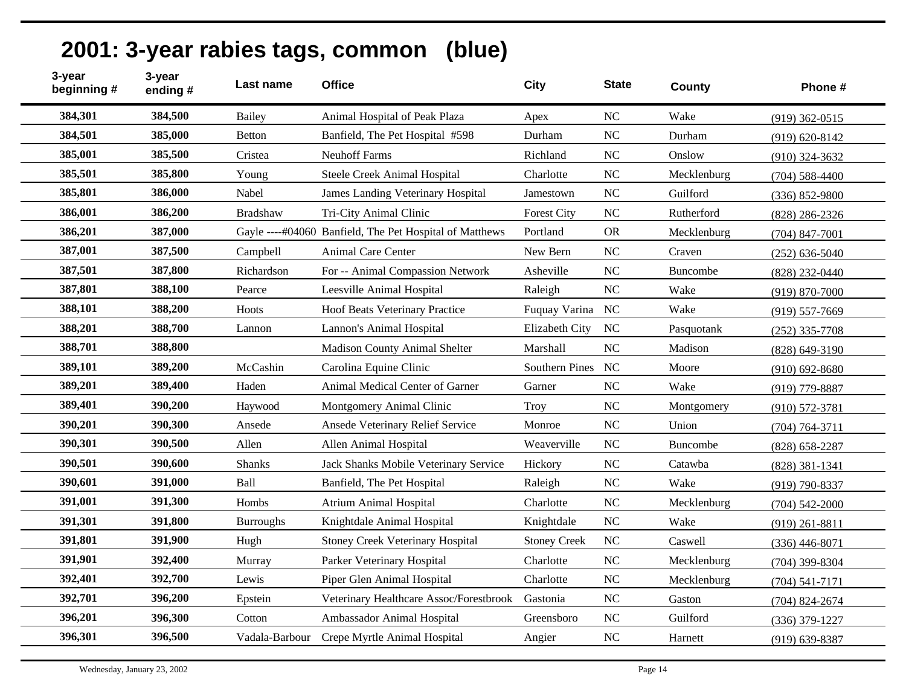# 2001: 3-year rabies tags, common (blue)

| 3-year beginning # | 3-year ending # | Last name | Office | City | State | County | Phone # |
|---|---|---|---|---|---|---|---|
| 384,301 | 384,500 | Bailey | Animal Hospital of Peak Plaza | Apex | NC | Wake | (919) 362-0515 |
| 384,501 | 385,000 | Betton | Banfield, The Pet Hospital #598 | Durham | NC | Durham | (919) 620-8142 |
| 385,001 | 385,500 | Cristea | Neuhoff Farms | Richland | NC | Onslow | (910) 324-3632 |
| 385,501 | 385,800 | Young | Steele Creek Animal Hospital | Charlotte | NC | Mecklenburg | (704) 588-4400 |
| 385,801 | 386,000 | Nabel | James Landing Veterinary Hospital | Jamestown | NC | Guilford | (336) 852-9800 |
| 386,001 | 386,200 | Bradshaw | Tri-City Animal Clinic | Forest City | NC | Rutherford | (828) 286-2326 |
| 386,201 | 387,000 | Gayle ----#04060 | Banfield, The Pet Hospital of Matthews | Portland | OR | Mecklenburg | (704) 847-7001 |
| 387,001 | 387,500 | Campbell | Animal Care Center | New Bern | NC | Craven | (252) 636-5040 |
| 387,501 | 387,800 | Richardson | For -- Animal Compassion Network | Asheville | NC | Buncombe | (828) 232-0440 |
| 387,801 | 388,100 | Pearce | Leesville Animal Hospital | Raleigh | NC | Wake | (919) 870-7000 |
| 388,101 | 388,200 | Hoots | Hoof Beats Veterinary Practice | Fuquay Varina | NC | Wake | (919) 557-7669 |
| 388,201 | 388,700 | Lannon | Lannon's Animal Hospital | Elizabeth City | NC | Pasquotank | (252) 335-7708 |
| 388,701 | 388,800 | | Madison County Animal Shelter | Marshall | NC | Madison | (828) 649-3190 |
| 389,101 | 389,200 | McCashin | Carolina Equine Clinic | Southern Pines | NC | Moore | (910) 692-8680 |
| 389,201 | 389,400 | Haden | Animal Medical Center of Garner | Garner | NC | Wake | (919) 779-8887 |
| 389,401 | 390,200 | Haywood | Montgomery Animal Clinic | Troy | NC | Montgomery | (910) 572-3781 |
| 390,201 | 390,300 | Ansede | Ansede Veterinary Relief Service | Monroe | NC | Union | (704) 764-3711 |
| 390,301 | 390,500 | Allen | Allen Animal Hospital | Weaverville | NC | Buncombe | (828) 658-2287 |
| 390,501 | 390,600 | Shanks | Jack Shanks Mobile Veterinary Service | Hickory | NC | Catawba | (828) 381-1341 |
| 390,601 | 391,000 | Ball | Banfield, The Pet Hospital | Raleigh | NC | Wake | (919) 790-8337 |
| 391,001 | 391,300 | Hombs | Atrium Animal Hospital | Charlotte | NC | Mecklenburg | (704) 542-2000 |
| 391,301 | 391,800 | Burroughs | Knightdale Animal Hospital | Knightdale | NC | Wake | (919) 261-8811 |
| 391,801 | 391,900 | Hugh | Stoney Creek Veterinary Hospital | Stoney Creek | NC | Caswell | (336) 446-8071 |
| 391,901 | 392,400 | Murray | Parker Veterinary Hospital | Charlotte | NC | Mecklenburg | (704) 399-8304 |
| 392,401 | 392,700 | Lewis | Piper Glen Animal Hospital | Charlotte | NC | Mecklenburg | (704) 541-7171 |
| 392,701 | 396,200 | Epstein | Veterinary Healthcare Assoc/Forestbrook | Gastonia | NC | Gaston | (704) 824-2674 |
| 396,201 | 396,300 | Cotton | Ambassador Animal Hospital | Greensboro | NC | Guilford | (336) 379-1227 |
| 396,301 | 396,500 | Vadala-Barbour | Crepe Myrtle Animal Hospital | Angier | NC | Harnett | (919) 639-8387 |

Wednesday, January 23, 2002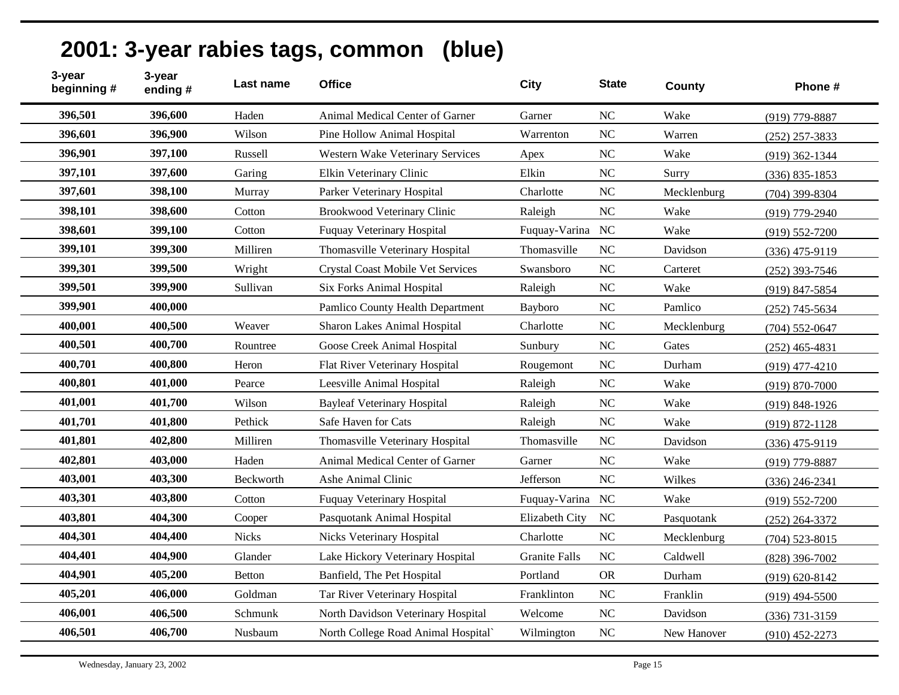# 2001: 3-year rabies tags, common (blue)

| 3-year beginning # | 3-year ending # | Last name | Office | City | State | County | Phone # |
|---|---|---|---|---|---|---|---|
| 396,501 | 396,600 | Haden | Animal Medical Center of Garner | Garner | NC | Wake | (919) 779-8887 |
| 396,601 | 396,900 | Wilson | Pine Hollow Animal Hospital | Warrenton | NC | Warren | (252) 257-3833 |
| 396,901 | 397,100 | Russell | Western Wake Veterinary Services | Apex | NC | Wake | (919) 362-1344 |
| 397,101 | 397,600 | Garing | Elkin Veterinary Clinic | Elkin | NC | Surry | (336) 835-1853 |
| 397,601 | 398,100 | Murray | Parker Veterinary Hospital | Charlotte | NC | Mecklenburg | (704) 399-8304 |
| 398,101 | 398,600 | Cotton | Brookwood Veterinary Clinic | Raleigh | NC | Wake | (919) 779-2940 |
| 398,601 | 399,100 | Cotton | Fuquay Veterinary Hospital | Fuquay-Varina | NC | Wake | (919) 552-7200 |
| 399,101 | 399,300 | Milliren | Thomasville Veterinary Hospital | Thomasville | NC | Davidson | (336) 475-9119 |
| 399,301 | 399,500 | Wright | Crystal Coast Mobile Vet Services | Swansboro | NC | Carteret | (252) 393-7546 |
| 399,501 | 399,900 | Sullivan | Six Forks Animal Hospital | Raleigh | NC | Wake | (919) 847-5854 |
| 399,901 | 400,000 | | Pamlico County Health Department | Bayboro | NC | Pamlico | (252) 745-5634 |
| 400,001 | 400,500 | Weaver | Sharon Lakes Animal Hospital | Charlotte | NC | Mecklenburg | (704) 552-0647 |
| 400,501 | 400,700 | Rountree | Goose Creek Animal Hospital | Sunbury | NC | Gates | (252) 465-4831 |
| 400,701 | 400,800 | Heron | Flat River Veterinary Hospital | Rougemont | NC | Durham | (919) 477-4210 |
| 400,801 | 401,000 | Pearce | Leesville Animal Hospital | Raleigh | NC | Wake | (919) 870-7000 |
| 401,001 | 401,700 | Wilson | Bayleaf Veterinary Hospital | Raleigh | NC | Wake | (919) 848-1926 |
| 401,701 | 401,800 | Pethick | Safe Haven for Cats | Raleigh | NC | Wake | (919) 872-1128 |
| 401,801 | 402,800 | Milliren | Thomasville Veterinary Hospital | Thomasville | NC | Davidson | (336) 475-9119 |
| 402,801 | 403,000 | Haden | Animal Medical Center of Garner | Garner | NC | Wake | (919) 779-8887 |
| 403,001 | 403,300 | Beckworth | Ashe Animal Clinic | Jefferson | NC | Wilkes | (336) 246-2341 |
| 403,301 | 403,800 | Cotton | Fuquay Veterinary Hospital | Fuquay-Varina | NC | Wake | (919) 552-7200 |
| 403,801 | 404,300 | Cooper | Pasquotank Animal Hospital | Elizabeth City | NC | Pasquotank | (252) 264-3372 |
| 404,301 | 404,400 | Nicks | Nicks Veterinary Hospital | Charlotte | NC | Mecklenburg | (704) 523-8015 |
| 404,401 | 404,900 | Glander | Lake Hickory Veterinary Hospital | Granite Falls | NC | Caldwell | (828) 396-7002 |
| 404,901 | 405,200 | Betton | Banfield, The Pet Hospital | Portland | OR | Durham | (919) 620-8142 |
| 405,201 | 406,000 | Goldman | Tar River Veterinary Hospital | Franklinton | NC | Franklin | (919) 494-5500 |
| 406,001 | 406,500 | Schmunk | North Davidson Veterinary Hospital | Welcome | NC | Davidson | (336) 731-3159 |
| 406,501 | 406,700 | Nusbaum | North College Road Animal Hospital` | Wilmington | NC | New Hanover | (910) 452-2273 |

Wednesday, January 23, 2002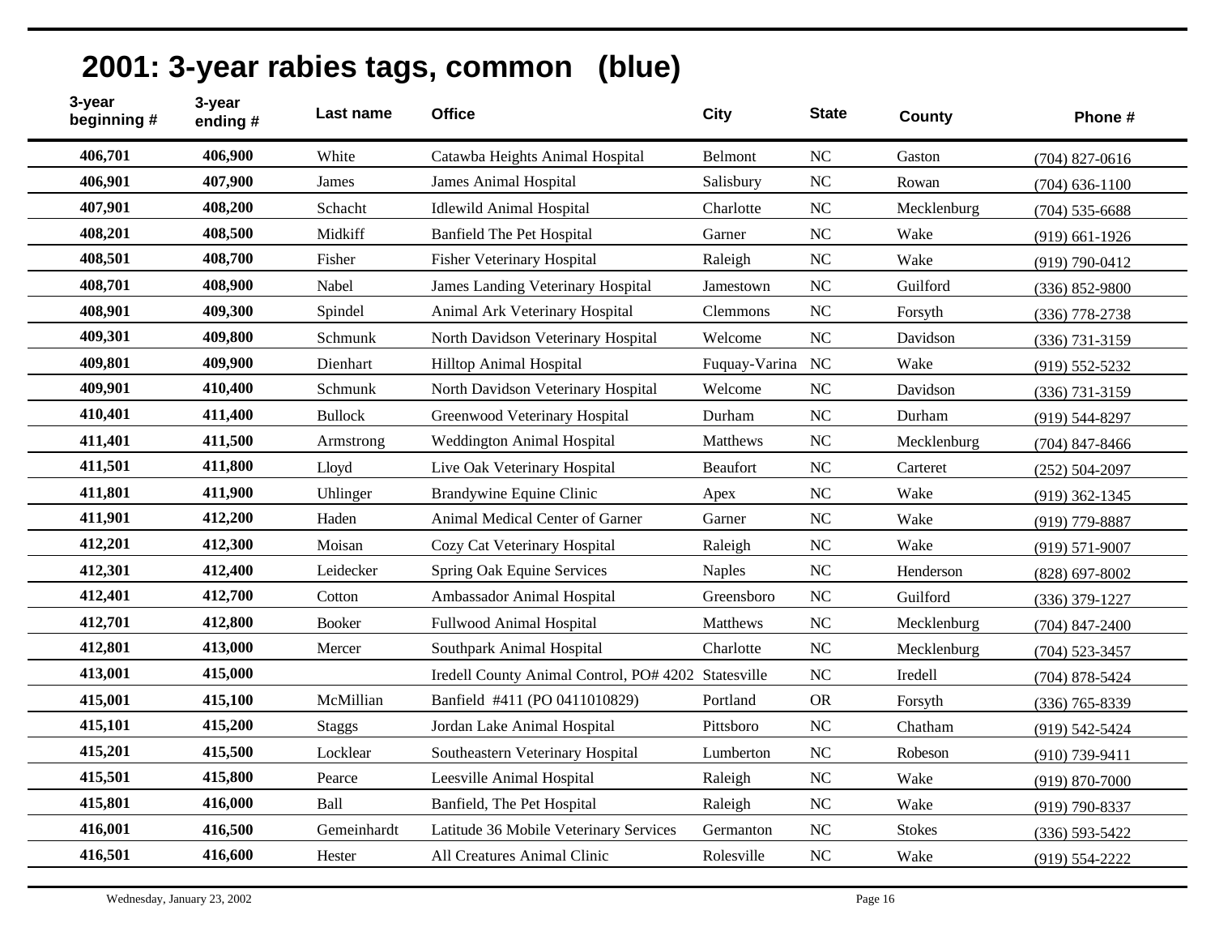# 2001: 3-year rabies tags, common (blue)

| 3-year beginning # | 3-year ending # | Last name | Office | City | State | County | Phone # |
|---|---|---|---|---|---|---|---|
| 406,701 | 406,900 | White | Catawba Heights Animal Hospital | Belmont | NC | Gaston | (704) 827-0616 |
| 406,901 | 407,900 | James | James Animal Hospital | Salisbury | NC | Rowan | (704) 636-1100 |
| 407,901 | 408,200 | Schacht | Idlewild Animal Hospital | Charlotte | NC | Mecklenburg | (704) 535-6688 |
| 408,201 | 408,500 | Midkiff | Banfield The Pet Hospital | Garner | NC | Wake | (919) 661-1926 |
| 408,501 | 408,700 | Fisher | Fisher Veterinary Hospital | Raleigh | NC | Wake | (919) 790-0412 |
| 408,701 | 408,900 | Nabel | James Landing Veterinary Hospital | Jamestown | NC | Guilford | (336) 852-9800 |
| 408,901 | 409,300 | Spindel | Animal Ark Veterinary Hospital | Clemmons | NC | Forsyth | (336) 778-2738 |
| 409,301 | 409,800 | Schmunk | North Davidson Veterinary Hospital | Welcome | NC | Davidson | (336) 731-3159 |
| 409,801 | 409,900 | Dienhart | Hilltop Animal Hospital | Fuquay-Varina | NC | Wake | (919) 552-5232 |
| 409,901 | 410,400 | Schmunk | North Davidson Veterinary Hospital | Welcome | NC | Davidson | (336) 731-3159 |
| 410,401 | 411,400 | Bullock | Greenwood Veterinary Hospital | Durham | NC | Durham | (919) 544-8297 |
| 411,401 | 411,500 | Armstrong | Weddington Animal Hospital | Matthews | NC | Mecklenburg | (704) 847-8466 |
| 411,501 | 411,800 | Lloyd | Live Oak Veterinary Hospital | Beaufort | NC | Carteret | (252) 504-2097 |
| 411,801 | 411,900 | Uhlinger | Brandywine Equine Clinic | Apex | NC | Wake | (919) 362-1345 |
| 411,901 | 412,200 | Haden | Animal Medical Center of Garner | Garner | NC | Wake | (919) 779-8887 |
| 412,201 | 412,300 | Moisan | Cozy Cat Veterinary Hospital | Raleigh | NC | Wake | (919) 571-9007 |
| 412,301 | 412,400 | Leidecker | Spring Oak Equine Services | Naples | NC | Henderson | (828) 697-8002 |
| 412,401 | 412,700 | Cotton | Ambassador Animal Hospital | Greensboro | NC | Guilford | (336) 379-1227 |
| 412,701 | 412,800 | Booker | Fullwood Animal Hospital | Matthews | NC | Mecklenburg | (704) 847-2400 |
| 412,801 | 413,000 | Mercer | Southpark Animal Hospital | Charlotte | NC | Mecklenburg | (704) 523-3457 |
| 413,001 | 415,000 | | Iredell County Animal Control, PO# 4202 | Statesville | NC | Iredell | (704) 878-5424 |
| 415,001 | 415,100 | McMillian | Banfield #411 (PO 0411010829) | Portland | OR | Forsyth | (336) 765-8339 |
| 415,101 | 415,200 | Staggs | Jordan Lake Animal Hospital | Pittsboro | NC | Chatham | (919) 542-5424 |
| 415,201 | 415,500 | Locklear | Southeastern Veterinary Hospital | Lumberton | NC | Robeson | (910) 739-9411 |
| 415,501 | 415,800 | Pearce | Leesville Animal Hospital | Raleigh | NC | Wake | (919) 870-7000 |
| 415,801 | 416,000 | Ball | Banfield, The Pet Hospital | Raleigh | NC | Wake | (919) 790-8337 |
| 416,001 | 416,500 | Gemeinhardt | Latitude 36 Mobile Veterinary Services | Germanton | NC | Stokes | (336) 593-5422 |
| 416,501 | 416,600 | Hester | All Creatures Animal Clinic | Rolesville | NC | Wake | (919) 554-2222 |

Wednesday, January 23, 2002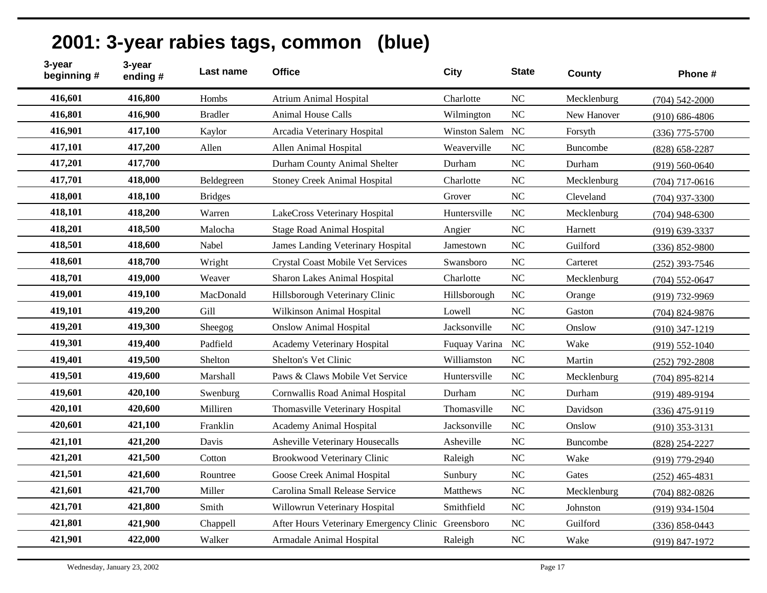## 2001: 3-year rabies tags, common (blue)

| 3-year beginning # | 3-year ending # | Last name | Office | City | State | County | Phone # |
|---|---|---|---|---|---|---|---|
| 416,601 | 416,800 | Hombs | Atrium Animal Hospital | Charlotte | NC | Mecklenburg | (704) 542-2000 |
| 416,801 | 416,900 | Bradler | Animal House Calls | Wilmington | NC | New Hanover | (910) 686-4806 |
| 416,901 | 417,100 | Kaylor | Arcadia Veterinary Hospital | Winston Salem | NC | Forsyth | (336) 775-5700 |
| 417,101 | 417,200 | Allen | Allen Animal Hospital | Weaverville | NC | Buncombe | (828) 658-2287 |
| 417,201 | 417,700 | | Durham County Animal Shelter | Durham | NC | Durham | (919) 560-0640 |
| 417,701 | 418,000 | Beldegreen | Stoney Creek Animal Hospital | Charlotte | NC | Mecklenburg | (704) 717-0616 |
| 418,001 | 418,100 | Bridges | | Grover | NC | Cleveland | (704) 937-3300 |
| 418,101 | 418,200 | Warren | LakeCross Veterinary Hospital | Huntersville | NC | Mecklenburg | (704) 948-6300 |
| 418,201 | 418,500 | Malocha | Stage Road Animal Hospital | Angier | NC | Harnett | (919) 639-3337 |
| 418,501 | 418,600 | Nabel | James Landing Veterinary Hospital | Jamestown | NC | Guilford | (336) 852-9800 |
| 418,601 | 418,700 | Wright | Crystal Coast Mobile Vet Services | Swansboro | NC | Carteret | (252) 393-7546 |
| 418,701 | 419,000 | Weaver | Sharon Lakes Animal Hospital | Charlotte | NC | Mecklenburg | (704) 552-0647 |
| 419,001 | 419,100 | MacDonald | Hillsborough Veterinary Clinic | Hillsborough | NC | Orange | (919) 732-9969 |
| 419,101 | 419,200 | Gill | Wilkinson Animal Hospital | Lowell | NC | Gaston | (704) 824-9876 |
| 419,201 | 419,300 | Sheegog | Onslow Animal Hospital | Jacksonville | NC | Onslow | (910) 347-1219 |
| 419,301 | 419,400 | Padfield | Academy Veterinary Hospital | Fuquay Varina | NC | Wake | (919) 552-1040 |
| 419,401 | 419,500 | Shelton | Shelton's Vet Clinic | Williamston | NC | Martin | (252) 792-2808 |
| 419,501 | 419,600 | Marshall | Paws & Claws Mobile Vet Service | Huntersville | NC | Mecklenburg | (704) 895-8214 |
| 419,601 | 420,100 | Swenburg | Cornwallis Road Animal Hospital | Durham | NC | Durham | (919) 489-9194 |
| 420,101 | 420,600 | Milliren | Thomasville Veterinary Hospital | Thomasville | NC | Davidson | (336) 475-9119 |
| 420,601 | 421,100 | Franklin | Academy Animal Hospital | Jacksonville | NC | Onslow | (910) 353-3131 |
| 421,101 | 421,200 | Davis | Asheville Veterinary Housecalls | Asheville | NC | Buncombe | (828) 254-2227 |
| 421,201 | 421,500 | Cotton | Brookwood Veterinary Clinic | Raleigh | NC | Wake | (919) 779-2940 |
| 421,501 | 421,600 | Rountree | Goose Creek Animal Hospital | Sunbury | NC | Gates | (252) 465-4831 |
| 421,601 | 421,700 | Miller | Carolina Small Release Service | Matthews | NC | Mecklenburg | (704) 882-0826 |
| 421,701 | 421,800 | Smith | Willowrun Veterinary Hospital | Smithfield | NC | Johnston | (919) 934-1504 |
| 421,801 | 421,900 | Chappell | After Hours Veterinary Emergency Clinic | Greensboro | NC | Guilford | (336) 858-0443 |
| 421,901 | 422,000 | Walker | Armadale Animal Hospital | Raleigh | NC | Wake | (919) 847-1972 |

Wednesday, January 23, 2002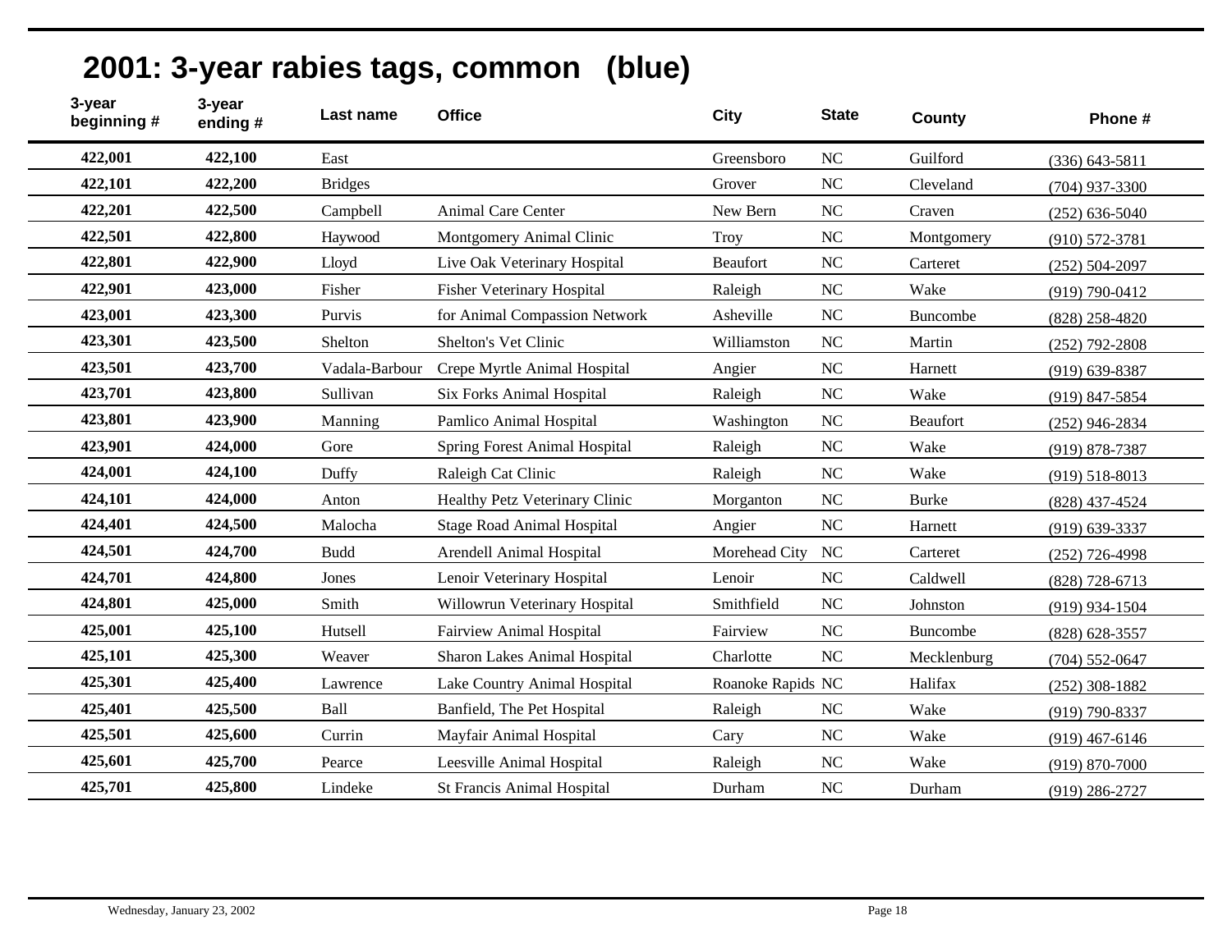## 2001: 3-year rabies tags, common (blue)

| 3-year beginning # | 3-year ending # | Last name | Office | City | State | County | Phone # |
|---|---|---|---|---|---|---|---|
| 422,001 | 422,100 | East | | Greensboro | NC | Guilford | (336) 643-5811 |
| 422,101 | 422,200 | Bridges | | Grover | NC | Cleveland | (704) 937-3300 |
| 422,201 | 422,500 | Campbell | Animal Care Center | New Bern | NC | Craven | (252) 636-5040 |
| 422,501 | 422,800 | Haywood | Montgomery Animal Clinic | Troy | NC | Montgomery | (910) 572-3781 |
| 422,801 | 422,900 | Lloyd | Live Oak Veterinary Hospital | Beaufort | NC | Carteret | (252) 504-2097 |
| 422,901 | 423,000 | Fisher | Fisher Veterinary Hospital | Raleigh | NC | Wake | (919) 790-0412 |
| 423,001 | 423,300 | Purvis | for Animal Compassion Network | Asheville | NC | Buncombe | (828) 258-4820 |
| 423,301 | 423,500 | Shelton | Shelton's Vet Clinic | Williamston | NC | Martin | (252) 792-2808 |
| 423,501 | 423,700 | Vadala-Barbour | Crepe Myrtle Animal Hospital | Angier | NC | Harnett | (919) 639-8387 |
| 423,701 | 423,800 | Sullivan | Six Forks Animal Hospital | Raleigh | NC | Wake | (919) 847-5854 |
| 423,801 | 423,900 | Manning | Pamlico Animal Hospital | Washington | NC | Beaufort | (252) 946-2834 |
| 423,901 | 424,000 | Gore | Spring Forest Animal Hospital | Raleigh | NC | Wake | (919) 878-7387 |
| 424,001 | 424,100 | Duffy | Raleigh Cat Clinic | Raleigh | NC | Wake | (919) 518-8013 |
| 424,101 | 424,000 | Anton | Healthy Petz Veterinary Clinic | Morganton | NC | Burke | (828) 437-4524 |
| 424,401 | 424,500 | Malocha | Stage Road Animal Hospital | Angier | NC | Harnett | (919) 639-3337 |
| 424,501 | 424,700 | Budd | Arendell Animal Hospital | Morehead City | NC | Carteret | (252) 726-4998 |
| 424,701 | 424,800 | Jones | Lenoir Veterinary Hospital | Lenoir | NC | Caldwell | (828) 728-6713 |
| 424,801 | 425,000 | Smith | Willowrun Veterinary Hospital | Smithfield | NC | Johnston | (919) 934-1504 |
| 425,001 | 425,100 | Hutsell | Fairview Animal Hospital | Fairview | NC | Buncombe | (828) 628-3557 |
| 425,101 | 425,300 | Weaver | Sharon Lakes Animal Hospital | Charlotte | NC | Mecklenburg | (704) 552-0647 |
| 425,301 | 425,400 | Lawrence | Lake Country Animal Hospital | Roanoke Rapids | NC | Halifax | (252) 308-1882 |
| 425,401 | 425,500 | Ball | Banfield, The Pet Hospital | Raleigh | NC | Wake | (919) 790-8337 |
| 425,501 | 425,600 | Currin | Mayfair Animal Hospital | Cary | NC | Wake | (919) 467-6146 |
| 425,601 | 425,700 | Pearce | Leesville Animal Hospital | Raleigh | NC | Wake | (919) 870-7000 |
| 425,701 | 425,800 | Lindeke | St Francis Animal Hospital | Durham | NC | Durham | (919) 286-2727 |

Wednesday, January 23, 2002